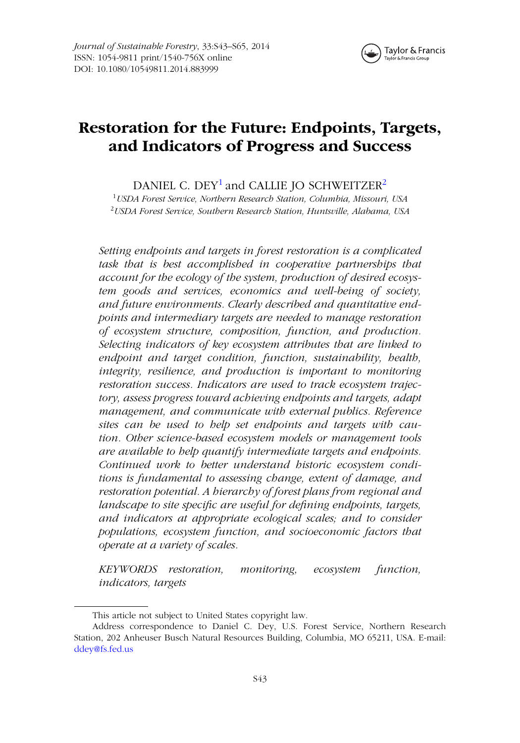# Restoration for the Future: Endpoints, Targets, and Indicators of Progress and Success

DANIEL C. DEY[1] and CALLIE JO SCHWEITZER[2]

[1]*USDA Forest Service, Northern Research Station, Columbia, Missouri, USA*
[2]*USDA Forest Service, Southern Research Station, Huntsville, Alabama, USA*

*Setting endpoints and targets in forest restoration is a complicated task that is best accomplished in cooperative partnerships that account for the ecology of the system, production of desired ecosystem goods and services, economics and well-being of society, and future environments. Clearly described and quantitative endpoints and intermediary targets are needed to manage restoration of ecosystem structure, composition, function, and production. Selecting indicators of key ecosystem attributes that are linked to endpoint and target condition, function, sustainability, health, integrity, resilience, and production is important to monitoring restoration success. Indicators are used to track ecosystem trajectory, assess progress toward achieving endpoints and targets, adapt management, and communicate with external publics. Reference sites can be used to help set endpoints and targets with caution. Other science-based ecosystem models or management tools are available to help quantify intermediate targets and endpoints. Continued work to better understand historic ecosystem conditions is fundamental to assessing change, extent of damage, and restoration potential. A hierarchy of forest plans from regional and landscape to site specific are useful for defining endpoints, targets, and indicators at appropriate ecological scales; and to consider populations, ecosystem function, and socioeconomic factors that operate at a variety of scales.*

*KEYWORDS* *restoration, monitoring, ecosystem function, indicators, targets*

This article not subject to United States copyright law.

Address correspondence to Daniel C. Dey, U.S. Forest Service, Northern Research Station, 202 Anheuser Busch Natural Resources Building, Columbia, MO 65211, USA. E-mail: ddey@fs.fed.us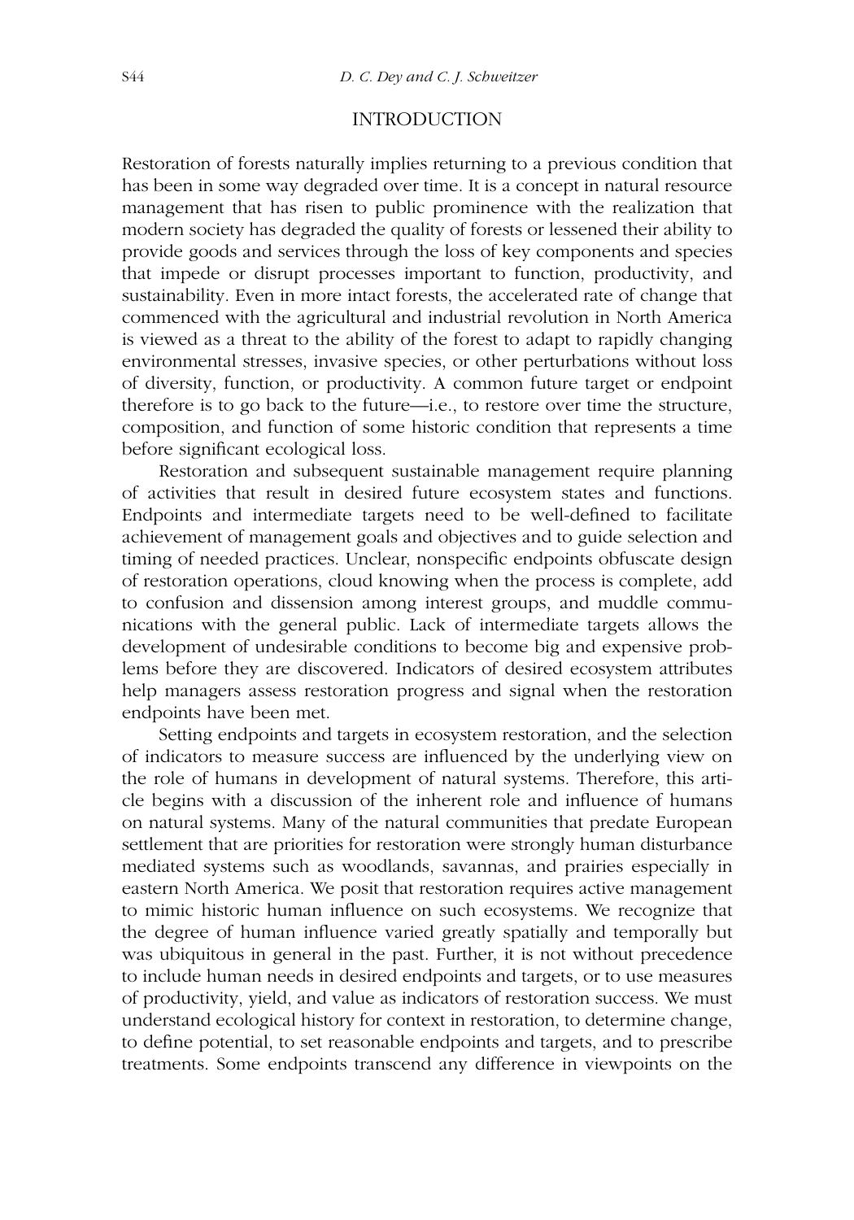## INTRODUCTION

Restoration of forests naturally implies returning to a previous condition that has been in some way degraded over time. It is a concept in natural resource management that has risen to public prominence with the realization that modern society has degraded the quality of forests or lessened their ability to provide goods and services through the loss of key components and species that impede or disrupt processes important to function, productivity, and sustainability. Even in more intact forests, the accelerated rate of change that commenced with the agricultural and industrial revolution in North America is viewed as a threat to the ability of the forest to adapt to rapidly changing environmental stresses, invasive species, or other perturbations without loss of diversity, function, or productivity. A common future target or endpoint therefore is to go back to the future—i.e., to restore over time the structure, composition, and function of some historic condition that represents a time before significant ecological loss.

Restoration and subsequent sustainable management require planning of activities that result in desired future ecosystem states and functions. Endpoints and intermediate targets need to be well-defined to facilitate achievement of management goals and objectives and to guide selection and timing of needed practices. Unclear, nonspecific endpoints obfuscate design of restoration operations, cloud knowing when the process is complete, add to confusion and dissension among interest groups, and muddle communications with the general public. Lack of intermediate targets allows the development of undesirable conditions to become big and expensive problems before they are discovered. Indicators of desired ecosystem attributes help managers assess restoration progress and signal when the restoration endpoints have been met.

Setting endpoints and targets in ecosystem restoration, and the selection of indicators to measure success are influenced by the underlying view on the role of humans in development of natural systems. Therefore, this article begins with a discussion of the inherent role and influence of humans on natural systems. Many of the natural communities that predate European settlement that are priorities for restoration were strongly human disturbance mediated systems such as woodlands, savannas, and prairies especially in eastern North America. We posit that restoration requires active management to mimic historic human influence on such ecosystems. We recognize that the degree of human influence varied greatly spatially and temporally but was ubiquitous in general in the past. Further, it is not without precedence to include human needs in desired endpoints and targets, or to use measures of productivity, yield, and value as indicators of restoration success. We must understand ecological history for context in restoration, to determine change, to define potential, to set reasonable endpoints and targets, and to prescribe treatments. Some endpoints transcend any difference in viewpoints on the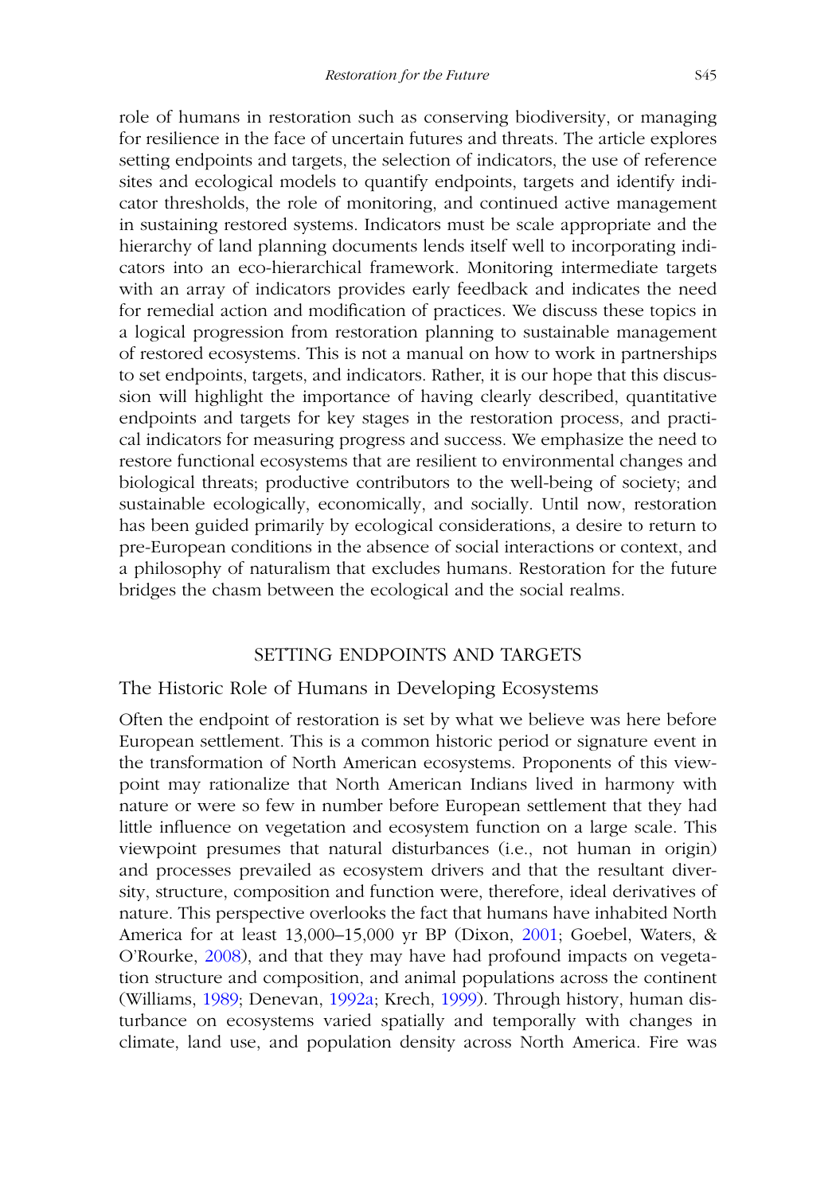role of humans in restoration such as conserving biodiversity, or managing for resilience in the face of uncertain futures and threats. The article explores setting endpoints and targets, the selection of indicators, the use of reference sites and ecological models to quantify endpoints, targets and identify indicator thresholds, the role of monitoring, and continued active management in sustaining restored systems. Indicators must be scale appropriate and the hierarchy of land planning documents lends itself well to incorporating indicators into an eco-hierarchical framework. Monitoring intermediate targets with an array of indicators provides early feedback and indicates the need for remedial action and modification of practices. We discuss these topics in a logical progression from restoration planning to sustainable management of restored ecosystems. This is not a manual on how to work in partnerships to set endpoints, targets, and indicators. Rather, it is our hope that this discussion will highlight the importance of having clearly described, quantitative endpoints and targets for key stages in the restoration process, and practical indicators for measuring progress and success. We emphasize the need to restore functional ecosystems that are resilient to environmental changes and biological threats; productive contributors to the well-being of society; and sustainable ecologically, economically, and socially. Until now, restoration has been guided primarily by ecological considerations, a desire to return to pre-European conditions in the absence of social interactions or context, and a philosophy of naturalism that excludes humans. Restoration for the future bridges the chasm between the ecological and the social realms.

## SETTING ENDPOINTS AND TARGETS

### The Historic Role of Humans in Developing Ecosystems

Often the endpoint of restoration is set by what we believe was here before European settlement. This is a common historic period or signature event in the transformation of North American ecosystems. Proponents of this viewpoint may rationalize that North American Indians lived in harmony with nature or were so few in number before European settlement that they had little influence on vegetation and ecosystem function on a large scale. This viewpoint presumes that natural disturbances (i.e., not human in origin) and processes prevailed as ecosystem drivers and that the resultant diversity, structure, composition and function were, therefore, ideal derivatives of nature. This perspective overlooks the fact that humans have inhabited North America for at least 13,000–15,000 yr BP (Dixon, 2001; Goebel, Waters, & O'Rourke, 2008), and that they may have had profound impacts on vegetation structure and composition, and animal populations across the continent (Williams, 1989; Denevan, 1992a; Krech, 1999). Through history, human disturbance on ecosystems varied spatially and temporally with changes in climate, land use, and population density across North America. Fire was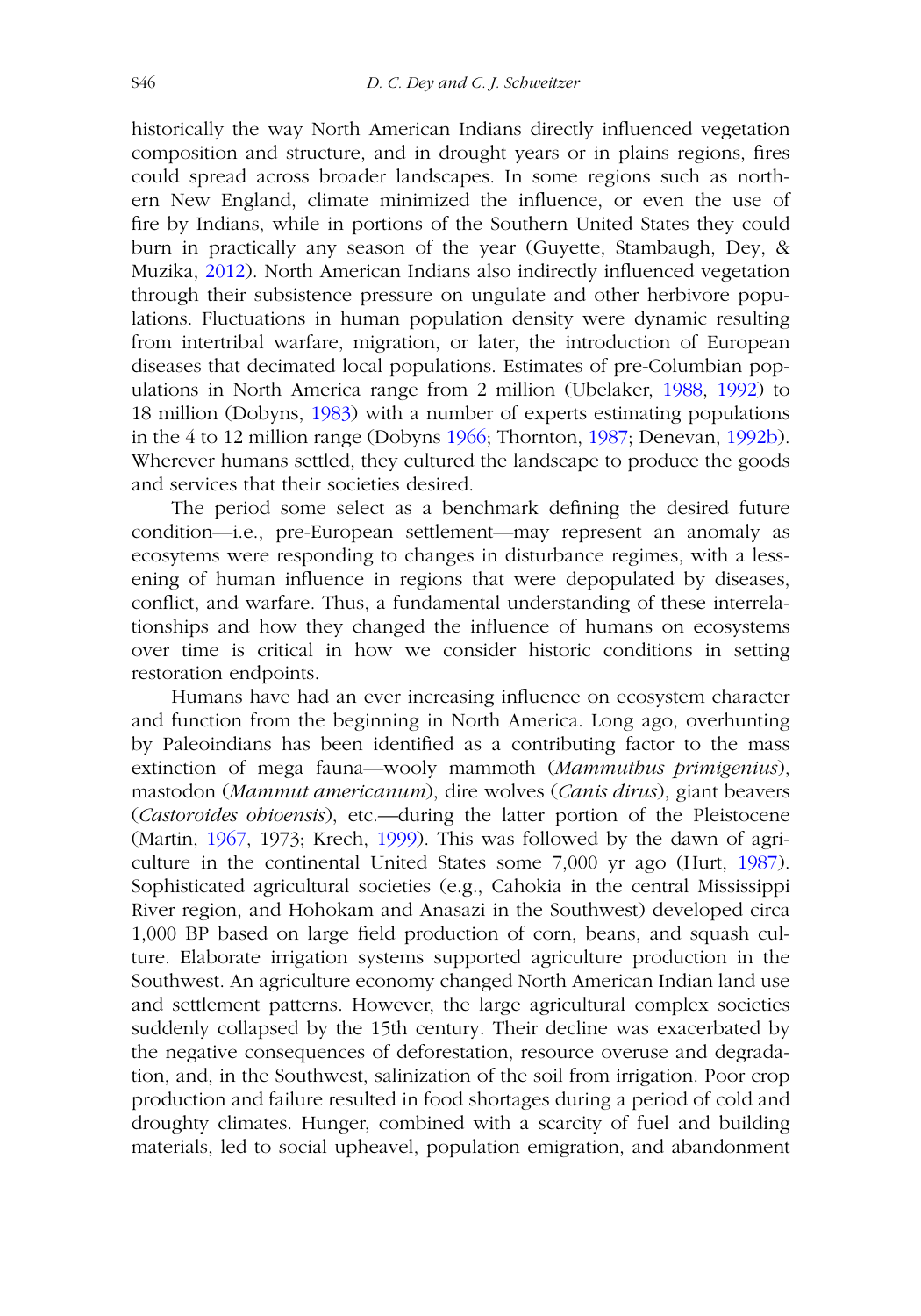historically the way North American Indians directly influenced vegetation composition and structure, and in drought years or in plains regions, fires could spread across broader landscapes. In some regions such as northern New England, climate minimized the influence, or even the use of fire by Indians, while in portions of the Southern United States they could burn in practically any season of the year (Guyette, Stambaugh, Dey, & Muzika, 2012). North American Indians also indirectly influenced vegetation through their subsistence pressure on ungulate and other herbivore populations. Fluctuations in human population density were dynamic resulting from intertribal warfare, migration, or later, the introduction of European diseases that decimated local populations. Estimates of pre-Columbian populations in North America range from 2 million (Ubelaker, 1988, 1992) to 18 million (Dobyns, 1983) with a number of experts estimating populations in the 4 to 12 million range (Dobyns 1966; Thornton, 1987; Denevan, 1992b). Wherever humans settled, they cultured the landscape to produce the goods and services that their societies desired.

The period some select as a benchmark defining the desired future condition—i.e., pre-European settlement—may represent an anomaly as ecosytems were responding to changes in disturbance regimes, with a lessening of human influence in regions that were depopulated by diseases, conflict, and warfare. Thus, a fundamental understanding of these interrelationships and how they changed the influence of humans on ecosystems over time is critical in how we consider historic conditions in setting restoration endpoints.

Humans have had an ever increasing influence on ecosystem character and function from the beginning in North America. Long ago, overhunting by Paleoindians has been identified as a contributing factor to the mass extinction of mega fauna—wooly mammoth (*Mammuthus primigenius*), mastodon (*Mammut americanum*), dire wolves (*Canis dirus*), giant beavers (*Castoroides ohioensis*), etc.—during the latter portion of the Pleistocene (Martin, 1967, 1973; Krech, 1999). This was followed by the dawn of agriculture in the continental United States some 7,000 yr ago (Hurt, 1987). Sophisticated agricultural societies (e.g., Cahokia in the central Mississippi River region, and Hohokam and Anasazi in the Southwest) developed circa 1,000 BP based on large field production of corn, beans, and squash culture. Elaborate irrigation systems supported agriculture production in the Southwest. An agriculture economy changed North American Indian land use and settlement patterns. However, the large agricultural complex societies suddenly collapsed by the 15th century. Their decline was exacerbated by the negative consequences of deforestation, resource overuse and degradation, and, in the Southwest, salinization of the soil from irrigation. Poor crop production and failure resulted in food shortages during a period of cold and droughty climates. Hunger, combined with a scarcity of fuel and building materials, led to social upheaval, population emigration, and abandonment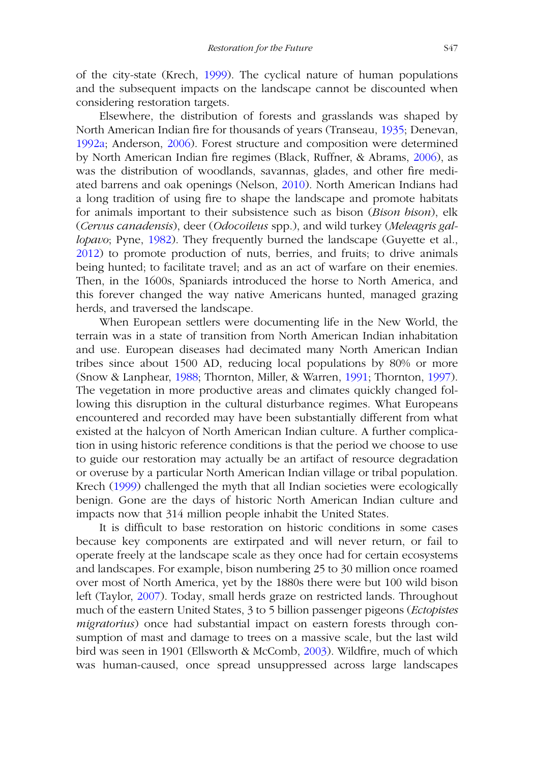of the city-state (Krech, 1999). The cyclical nature of human populations and the subsequent impacts on the landscape cannot be discounted when considering restoration targets.

Elsewhere, the distribution of forests and grasslands was shaped by North American Indian fire for thousands of years (Transeau, 1935; Denevan, 1992a; Anderson, 2006). Forest structure and composition were determined by North American Indian fire regimes (Black, Ruffner, & Abrams, 2006), as was the distribution of woodlands, savannas, glades, and other fire mediated barrens and oak openings (Nelson, 2010). North American Indians had a long tradition of using fire to shape the landscape and promote habitats for animals important to their subsistence such as bison (*Bison bison*), elk (*Cervus canadensis*), deer (*Odocoileus* spp.), and wild turkey (*Meleagris gallopavo*; Pyne, 1982). They frequently burned the landscape (Guyette et al., 2012) to promote production of nuts, berries, and fruits; to drive animals being hunted; to facilitate travel; and as an act of warfare on their enemies. Then, in the 1600s, Spaniards introduced the horse to North America, and this forever changed the way native Americans hunted, managed grazing herds, and traversed the landscape.

When European settlers were documenting life in the New World, the terrain was in a state of transition from North American Indian inhabitation and use. European diseases had decimated many North American Indian tribes since about 1500 AD, reducing local populations by 80% or more (Snow & Lanphear, 1988; Thornton, Miller, & Warren, 1991; Thornton, 1997). The vegetation in more productive areas and climates quickly changed following this disruption in the cultural disturbance regimes. What Europeans encountered and recorded may have been substantially different from what existed at the halcyon of North American Indian culture. A further complication in using historic reference conditions is that the period we choose to use to guide our restoration may actually be an artifact of resource degradation or overuse by a particular North American Indian village or tribal population. Krech (1999) challenged the myth that all Indian societies were ecologically benign. Gone are the days of historic North American Indian culture and impacts now that 314 million people inhabit the United States.

It is difficult to base restoration on historic conditions in some cases because key components are extirpated and will never return, or fail to operate freely at the landscape scale as they once had for certain ecosystems and landscapes. For example, bison numbering 25 to 30 million once roamed over most of North America, yet by the 1880s there were but 100 wild bison left (Taylor, 2007). Today, small herds graze on restricted lands. Throughout much of the eastern United States, 3 to 5 billion passenger pigeons (*Ectopistes migratorius*) once had substantial impact on eastern forests through consumption of mast and damage to trees on a massive scale, but the last wild bird was seen in 1901 (Ellsworth & McComb, 2003). Wildfire, much of which was human-caused, once spread unsuppressed across large landscapes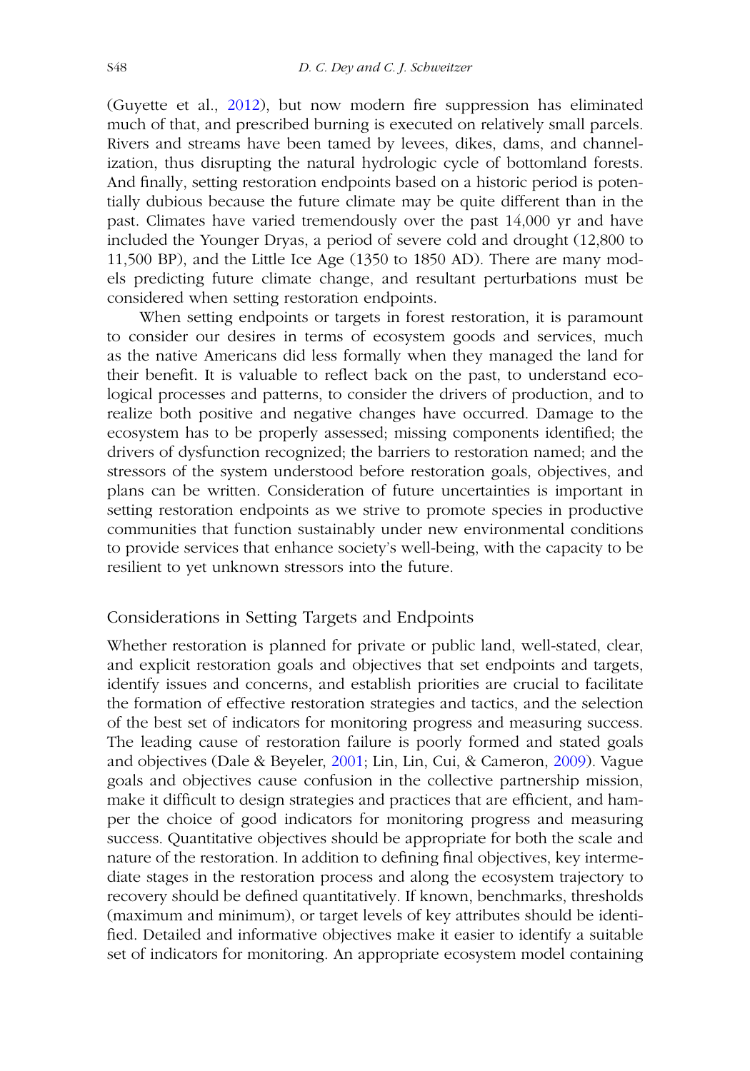(Guyette et al., 2012), but now modern fire suppression has eliminated much of that, and prescribed burning is executed on relatively small parcels. Rivers and streams have been tamed by levees, dikes, dams, and channelization, thus disrupting the natural hydrologic cycle of bottomland forests. And finally, setting restoration endpoints based on a historic period is potentially dubious because the future climate may be quite different than in the past. Climates have varied tremendously over the past 14,000 yr and have included the Younger Dryas, a period of severe cold and drought (12,800 to 11,500 BP), and the Little Ice Age (1350 to 1850 AD). There are many models predicting future climate change, and resultant perturbations must be considered when setting restoration endpoints.

When setting endpoints or targets in forest restoration, it is paramount to consider our desires in terms of ecosystem goods and services, much as the native Americans did less formally when they managed the land for their benefit. It is valuable to reflect back on the past, to understand ecological processes and patterns, to consider the drivers of production, and to realize both positive and negative changes have occurred. Damage to the ecosystem has to be properly assessed; missing components identified; the drivers of dysfunction recognized; the barriers to restoration named; and the stressors of the system understood before restoration goals, objectives, and plans can be written. Consideration of future uncertainties is important in setting restoration endpoints as we strive to promote species in productive communities that function sustainably under new environmental conditions to provide services that enhance society's well-being, with the capacity to be resilient to yet unknown stressors into the future.

## Considerations in Setting Targets and Endpoints

Whether restoration is planned for private or public land, well-stated, clear, and explicit restoration goals and objectives that set endpoints and targets, identify issues and concerns, and establish priorities are crucial to facilitate the formation of effective restoration strategies and tactics, and the selection of the best set of indicators for monitoring progress and measuring success. The leading cause of restoration failure is poorly formed and stated goals and objectives (Dale & Beyeler, 2001; Lin, Lin, Cui, & Cameron, 2009). Vague goals and objectives cause confusion in the collective partnership mission, make it difficult to design strategies and practices that are efficient, and hamper the choice of good indicators for monitoring progress and measuring success. Quantitative objectives should be appropriate for both the scale and nature of the restoration. In addition to defining final objectives, key intermediate stages in the restoration process and along the ecosystem trajectory to recovery should be defined quantitatively. If known, benchmarks, thresholds (maximum and minimum), or target levels of key attributes should be identified. Detailed and informative objectives make it easier to identify a suitable set of indicators for monitoring. An appropriate ecosystem model containing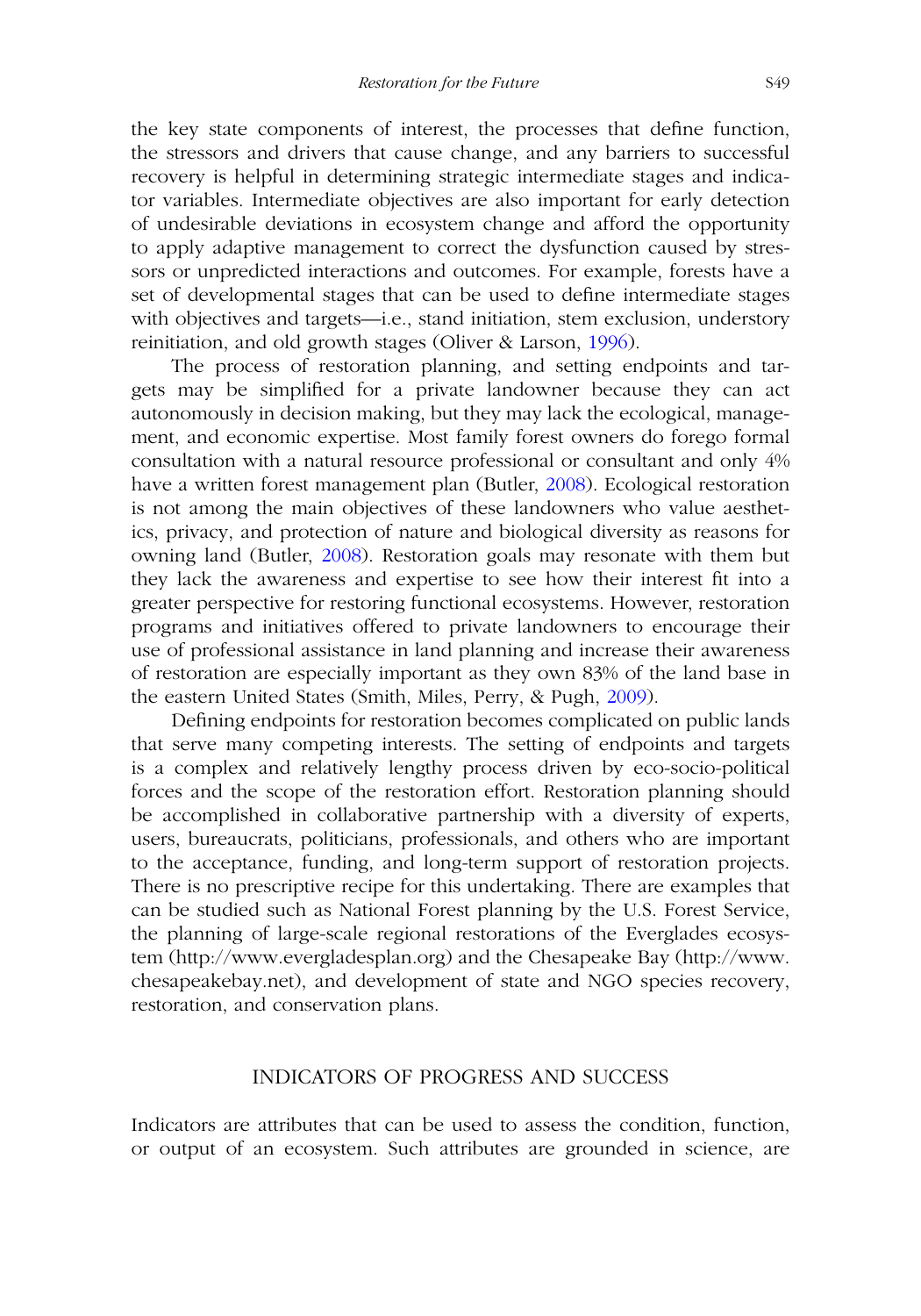the key state components of interest, the processes that define function, the stressors and drivers that cause change, and any barriers to successful recovery is helpful in determining strategic intermediate stages and indicator variables. Intermediate objectives are also important for early detection of undesirable deviations in ecosystem change and afford the opportunity to apply adaptive management to correct the dysfunction caused by stressors or unpredicted interactions and outcomes. For example, forests have a set of developmental stages that can be used to define intermediate stages with objectives and targets—i.e., stand initiation, stem exclusion, understory reinitiation, and old growth stages (Oliver & Larson, 1996).

The process of restoration planning, and setting endpoints and targets may be simplified for a private landowner because they can act autonomously in decision making, but they may lack the ecological, management, and economic expertise. Most family forest owners do forego formal consultation with a natural resource professional or consultant and only 4% have a written forest management plan (Butler, 2008). Ecological restoration is not among the main objectives of these landowners who value aesthetics, privacy, and protection of nature and biological diversity as reasons for owning land (Butler, 2008). Restoration goals may resonate with them but they lack the awareness and expertise to see how their interest fit into a greater perspective for restoring functional ecosystems. However, restoration programs and initiatives offered to private landowners to encourage their use of professional assistance in land planning and increase their awareness of restoration are especially important as they own 83% of the land base in the eastern United States (Smith, Miles, Perry, & Pugh, 2009).

Defining endpoints for restoration becomes complicated on public lands that serve many competing interests. The setting of endpoints and targets is a complex and relatively lengthy process driven by eco-socio-political forces and the scope of the restoration effort. Restoration planning should be accomplished in collaborative partnership with a diversity of experts, users, bureaucrats, politicians, professionals, and others who are important to the acceptance, funding, and long-term support of restoration projects. There is no prescriptive recipe for this undertaking. There are examples that can be studied such as National Forest planning by the U.S. Forest Service, the planning of large-scale regional restorations of the Everglades ecosystem (http://www.evergladesplan.org) and the Chesapeake Bay (http://www.chesapeakebay.net), and development of state and NGO species recovery, restoration, and conservation plans.

## INDICATORS OF PROGRESS AND SUCCESS

Indicators are attributes that can be used to assess the condition, function, or output of an ecosystem. Such attributes are grounded in science, are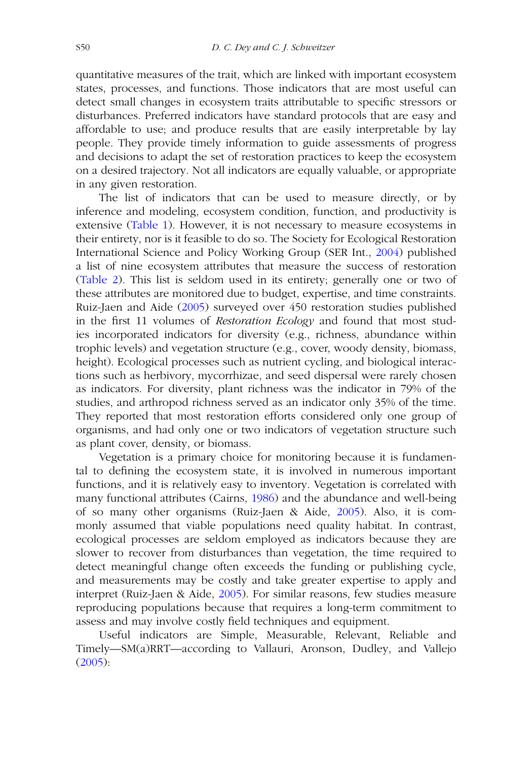quantitative measures of the trait, which are linked with important ecosystem states, processes, and functions. Those indicators that are most useful can detect small changes in ecosystem traits attributable to specific stressors or disturbances. Preferred indicators have standard protocols that are easy and affordable to use; and produce results that are easily interpretable by lay people. They provide timely information to guide assessments of progress and decisions to adapt the set of restoration practices to keep the ecosystem on a desired trajectory. Not all indicators are equally valuable, or appropriate in any given restoration.

The list of indicators that can be used to measure directly, or by inference and modeling, ecosystem condition, function, and productivity is extensive (Table 1). However, it is not necessary to measure ecosystems in their entirety, nor is it feasible to do so. The Society for Ecological Restoration International Science and Policy Working Group (SER Int., 2004) published a list of nine ecosystem attributes that measure the success of restoration (Table 2). This list is seldom used in its entirety; generally one or two of these attributes are monitored due to budget, expertise, and time constraints. Ruiz-Jaen and Aide (2005) surveyed over 450 restoration studies published in the first 11 volumes of *Restoration Ecology* and found that most studies incorporated indicators for diversity (e.g., richness, abundance within trophic levels) and vegetation structure (e.g., cover, woody density, biomass, height). Ecological processes such as nutrient cycling, and biological interactions such as herbivory, mycorrhizae, and seed dispersal were rarely chosen as indicators. For diversity, plant richness was the indicator in 79% of the studies, and arthropod richness served as an indicator only 35% of the time. They reported that most restoration efforts considered only one group of organisms, and had only one or two indicators of vegetation structure such as plant cover, density, or biomass.

Vegetation is a primary choice for monitoring because it is fundamental to defining the ecosystem state, it is involved in numerous important functions, and it is relatively easy to inventory. Vegetation is correlated with many functional attributes (Cairns, 1986) and the abundance and well-being of so many other organisms (Ruiz-Jaen & Aide, 2005). Also, it is commonly assumed that viable populations need quality habitat. In contrast, ecological processes are seldom employed as indicators because they are slower to recover from disturbances than vegetation, the time required to detect meaningful change often exceeds the funding or publishing cycle, and measurements may be costly and take greater expertise to apply and interpret (Ruiz-Jaen & Aide, 2005). For similar reasons, few studies measure reproducing populations because that requires a long-term commitment to assess and may involve costly field techniques and equipment.

Useful indicators are Simple, Measurable, Relevant, Reliable and Timely—SM(a)RRT—according to Vallauri, Aronson, Dudley, and Vallejo (2005):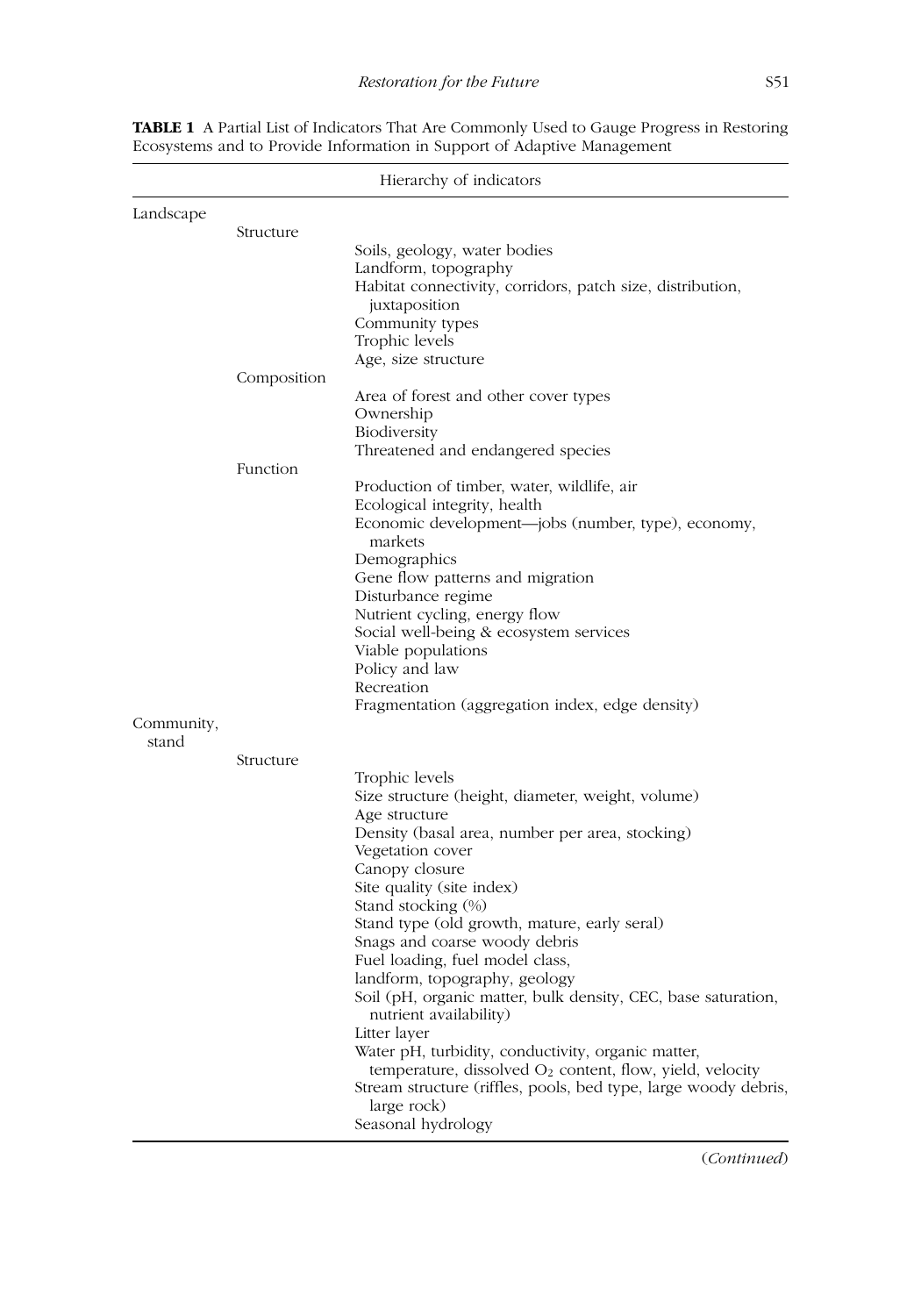**TABLE 1** A Partial List of Indicators That Are Commonly Used to Gauge Progress in Restoring Ecosystems and to Provide Information in Support of Adaptive Management

| Hierarchy of indicators | | |
|---|---|---|
| Landscape | | |
| | Structure | |
| | | Soils, geology, water bodies |
| | | Landform, topography |
| | | Habitat connectivity, corridors, patch size, distribution, juxtaposition |
| | | Community types |
| | | Trophic levels |
| | | Age, size structure |
| | Composition | |
| | | Area of forest and other cover types |
| | | Ownership |
| | | Biodiversity |
| | | Threatened and endangered species |
| | Function | |
| | | Production of timber, water, wildlife, air |
| | | Ecological integrity, health |
| | | Economic development—jobs (number, type), economy, markets |
| | | Demographics |
| | | Gene flow patterns and migration |
| | | Disturbance regime |
| | | Nutrient cycling, energy flow |
| | | Social well-being & ecosystem services |
| | | Viable populations |
| | | Policy and law |
| | | Recreation |
| | | Fragmentation (aggregation index, edge density) |
| Community, stand | | |
| | Structure | |
| | | Trophic levels |
| | | Size structure (height, diameter, weight, volume) |
| | | Age structure |
| | | Density (basal area, number per area, stocking) |
| | | Vegetation cover |
| | | Canopy closure |
| | | Site quality (site index) |
| | | Stand stocking (%) |
| | | Stand type (old growth, mature, early seral) |
| | | Snags and coarse woody debris |
| | | Fuel loading, fuel model class, |
| | | landform, topography, geology |
| | | Soil (pH, organic matter, bulk density, CEC, base saturation, nutrient availability) |
| | | Litter layer |
| | | Water pH, turbidity, conductivity, organic matter, temperature, dissolved $O_2$ content, flow, yield, velocity |
| | | Stream structure (riffles, pools, bed type, large woody debris, large rock) |
| | | Seasonal hydrology |

(*Continued*)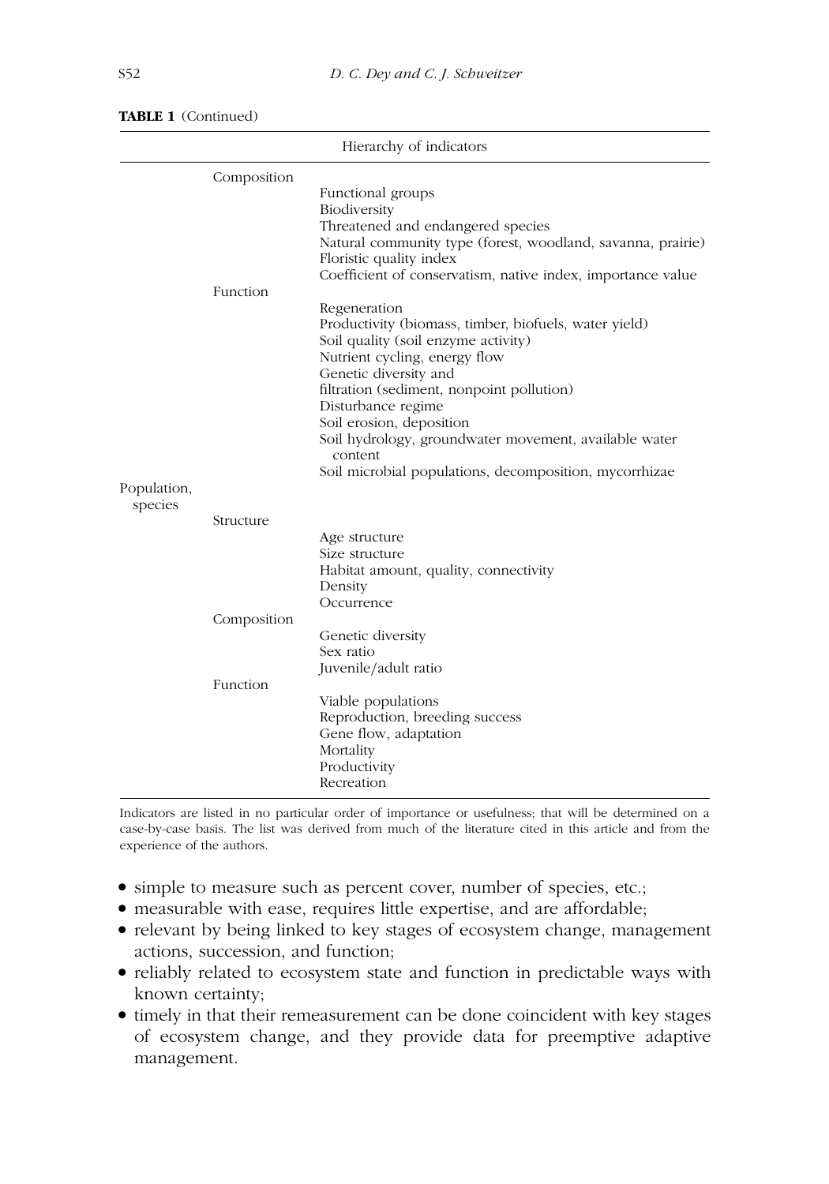**TABLE 1** (Continued)

| Hierarchy of indicators | | |
|---|---|---|
| | Composition | |
| | | Functional groups |
| | | Biodiversity |
| | | Threatened and endangered species |
| | | Natural community type (forest, woodland, savanna, prairie) |
| | | Floristic quality index |
| | | Coefficient of conservatism, native index, importance value |
| | Function | |
| | | Regeneration |
| | | Productivity (biomass, timber, biofuels, water yield) |
| | | Soil quality (soil enzyme activity) |
| | | Nutrient cycling, energy flow |
| | | Genetic diversity and |
| | | filtration (sediment, nonpoint pollution) |
| | | Disturbance regime |
| | | Soil erosion, deposition |
| | | Soil hydrology, groundwater movement, available water content |
| | | Soil microbial populations, decomposition, mycorrhizae |
| Population, species | | |
| | Structure | |
| | | Age structure |
| | | Size structure |
| | | Habitat amount, quality, connectivity |
| | | Density |
| | | Occurrence |
| | Composition | |
| | | Genetic diversity |
| | | Sex ratio |
| | | Juvenile/adult ratio |
| | Function | |
| | | Viable populations |
| | | Reproduction, breeding success |
| | | Gene flow, adaptation |
| | | Mortality |
| | | Productivity |
| | | Recreation |

Indicators are listed in no particular order of importance or usefulness; that will be determined on a case-by-case basis. The list was derived from much of the literature cited in this article and from the experience of the authors.

- simple to measure such as percent cover, number of species, etc.;
- measurable with ease, requires little expertise, and are affordable;
- relevant by being linked to key stages of ecosystem change, management actions, succession, and function;
- reliably related to ecosystem state and function in predictable ways with known certainty;
- timely in that their remeasurement can be done coincident with key stages of ecosystem change, and they provide data for preemptive adaptive management.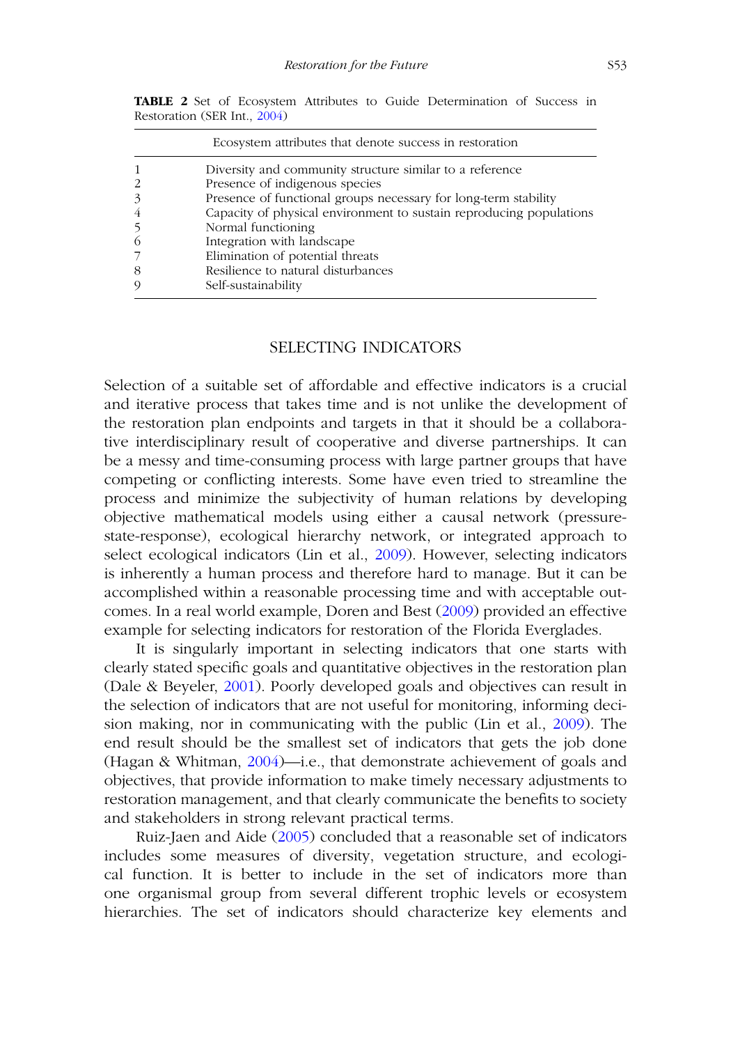**TABLE 2** Set of Ecosystem Attributes to Guide Determination of Success in Restoration (SER Int., 2004)

| | Ecosystem attributes that denote success in restoration |
|---|---|
| 1 | Diversity and community structure similar to a reference |
| 2 | Presence of indigenous species |
| 3 | Presence of functional groups necessary for long-term stability |
| 4 | Capacity of physical environment to sustain reproducing populations |
| 5 | Normal functioning |
| 6 | Integration with landscape |
| 7 | Elimination of potential threats |
| 8 | Resilience to natural disturbances |
| 9 | Self-sustainability |

## SELECTING INDICATORS

Selection of a suitable set of affordable and effective indicators is a crucial and iterative process that takes time and is not unlike the development of the restoration plan endpoints and targets in that it should be a collaborative interdisciplinary result of cooperative and diverse partnerships. It can be a messy and time-consuming process with large partner groups that have competing or conflicting interests. Some have even tried to streamline the process and minimize the subjectivity of human relations by developing objective mathematical models using either a causal network (pressure-state-response), ecological hierarchy network, or integrated approach to select ecological indicators (Lin et al., 2009). However, selecting indicators is inherently a human process and therefore hard to manage. But it can be accomplished within a reasonable processing time and with acceptable outcomes. In a real world example, Doren and Best (2009) provided an effective example for selecting indicators for restoration of the Florida Everglades.

It is singularly important in selecting indicators that one starts with clearly stated specific goals and quantitative objectives in the restoration plan (Dale & Beyeler, 2001). Poorly developed goals and objectives can result in the selection of indicators that are not useful for monitoring, informing decision making, nor in communicating with the public (Lin et al., 2009). The end result should be the smallest set of indicators that gets the job done (Hagan & Whitman, 2004)—i.e., that demonstrate achievement of goals and objectives, that provide information to make timely necessary adjustments to restoration management, and that clearly communicate the benefits to society and stakeholders in strong relevant practical terms.

Ruiz-Jaen and Aide (2005) concluded that a reasonable set of indicators includes some measures of diversity, vegetation structure, and ecological function. It is better to include in the set of indicators more than one organismal group from several different trophic levels or ecosystem hierarchies. The set of indicators should characterize key elements and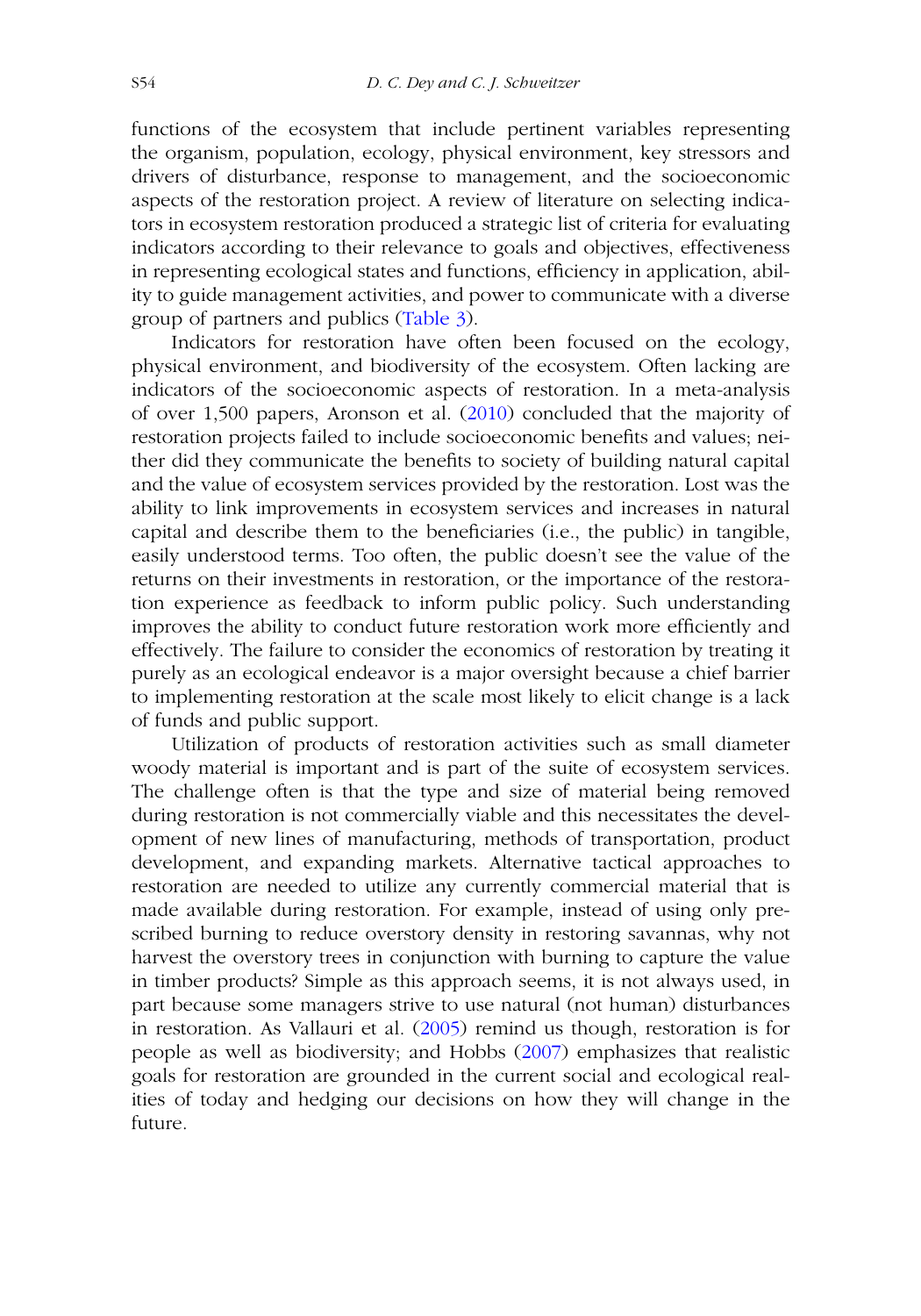functions of the ecosystem that include pertinent variables representing the organism, population, ecology, physical environment, key stressors and drivers of disturbance, response to management, and the socioeconomic aspects of the restoration project. A review of literature on selecting indicators in ecosystem restoration produced a strategic list of criteria for evaluating indicators according to their relevance to goals and objectives, effectiveness in representing ecological states and functions, efficiency in application, ability to guide management activities, and power to communicate with a diverse group of partners and publics (Table 3).

Indicators for restoration have often been focused on the ecology, physical environment, and biodiversity of the ecosystem. Often lacking are indicators of the socioeconomic aspects of restoration. In a meta-analysis of over 1,500 papers, Aronson et al. (2010) concluded that the majority of restoration projects failed to include socioeconomic benefits and values; neither did they communicate the benefits to society of building natural capital and the value of ecosystem services provided by the restoration. Lost was the ability to link improvements in ecosystem services and increases in natural capital and describe them to the beneficiaries (i.e., the public) in tangible, easily understood terms. Too often, the public doesn't see the value of the returns on their investments in restoration, or the importance of the restoration experience as feedback to inform public policy. Such understanding improves the ability to conduct future restoration work more efficiently and effectively. The failure to consider the economics of restoration by treating it purely as an ecological endeavor is a major oversight because a chief barrier to implementing restoration at the scale most likely to elicit change is a lack of funds and public support.

Utilization of products of restoration activities such as small diameter woody material is important and is part of the suite of ecosystem services. The challenge often is that the type and size of material being removed during restoration is not commercially viable and this necessitates the development of new lines of manufacturing, methods of transportation, product development, and expanding markets. Alternative tactical approaches to restoration are needed to utilize any currently commercial material that is made available during restoration. For example, instead of using only prescribed burning to reduce overstory density in restoring savannas, why not harvest the overstory trees in conjunction with burning to capture the value in timber products? Simple as this approach seems, it is not always used, in part because some managers strive to use natural (not human) disturbances in restoration. As Vallauri et al. (2005) remind us though, restoration is for people as well as biodiversity; and Hobbs (2007) emphasizes that realistic goals for restoration are grounded in the current social and ecological realities of today and hedging our decisions on how they will change in the future.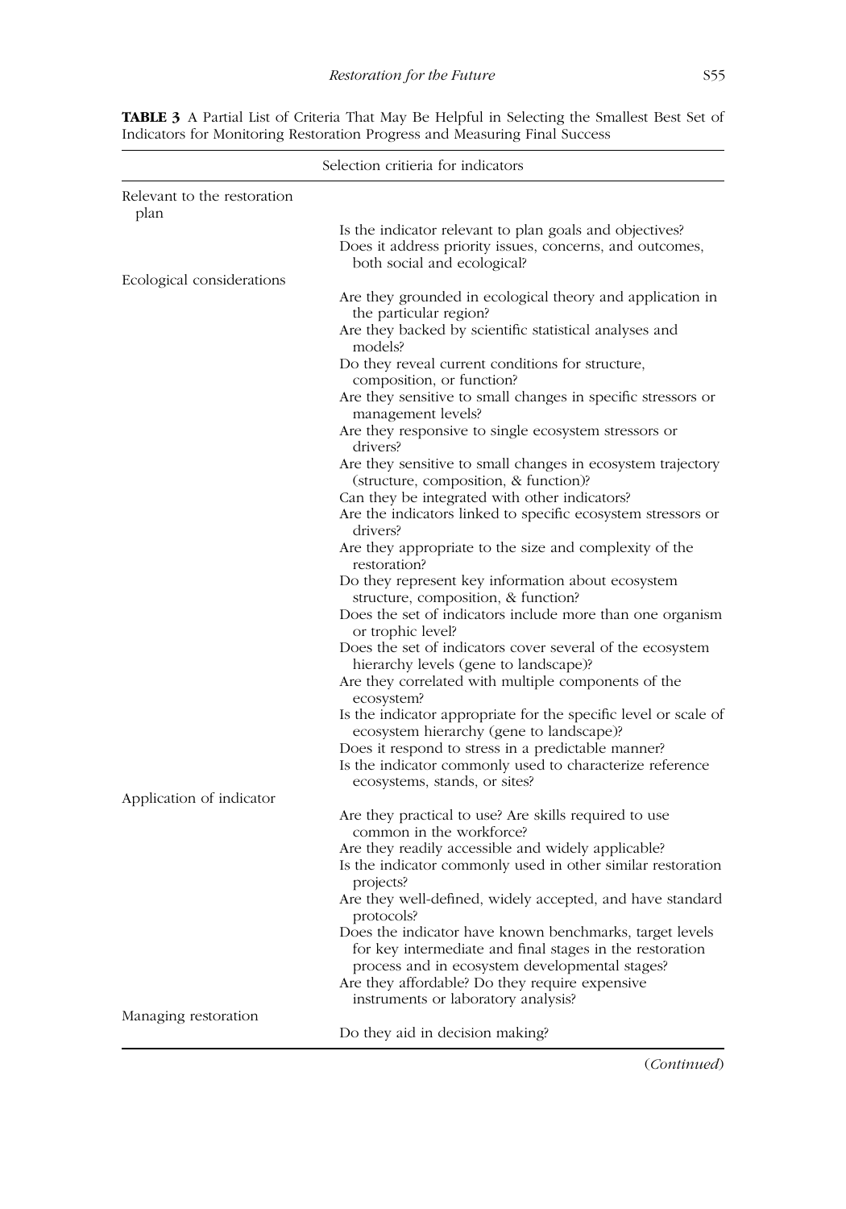**TABLE 3** A Partial List of Criteria That May Be Helpful in Selecting the Smallest Best Set of Indicators for Monitoring Restoration Progress and Measuring Final Success

| | Selection critieria for indicators |
|---|---|
| Relevant to the restoration plan | |
| | Is the indicator relevant to plan goals and objectives? |
| | Does it address priority issues, concerns, and outcomes, both social and ecological? |
| Ecological considerations | |
| | Are they grounded in ecological theory and application in the particular region? |
| | Are they backed by scientific statistical analyses and models? |
| | Do they reveal current conditions for structure, composition, or function? |
| | Are they sensitive to small changes in specific stressors or management levels? |
| | Are they responsive to single ecosystem stressors or drivers? |
| | Are they sensitive to small changes in ecosystem trajectory (structure, composition, & function)? |
| | Can they be integrated with other indicators? |
| | Are the indicators linked to specific ecosystem stressors or drivers? |
| | Are they appropriate to the size and complexity of the restoration? |
| | Do they represent key information about ecosystem structure, composition, & function? |
| | Does the set of indicators include more than one organism or trophic level? |
| | Does the set of indicators cover several of the ecosystem hierarchy levels (gene to landscape)? |
| | Are they correlated with multiple components of the ecosystem? |
| | Is the indicator appropriate for the specific level or scale of ecosystem hierarchy (gene to landscape)? |
| | Does it respond to stress in a predictable manner? |
| | Is the indicator commonly used to characterize reference ecosystems, stands, or sites? |
| Application of indicator | |
| | Are they practical to use? Are skills required to use common in the workforce? |
| | Are they readily accessible and widely applicable? |
| | Is the indicator commonly used in other similar restoration projects? |
| | Are they well-defined, widely accepted, and have standard protocols? |
| | Does the indicator have known benchmarks, target levels for key intermediate and final stages in the restoration process and in ecosystem developmental stages? |
| | Are they affordable? Do they require expensive instruments or laboratory analysis? |
| Managing restoration | |
| | Do they aid in decision making? |

(*Continued*)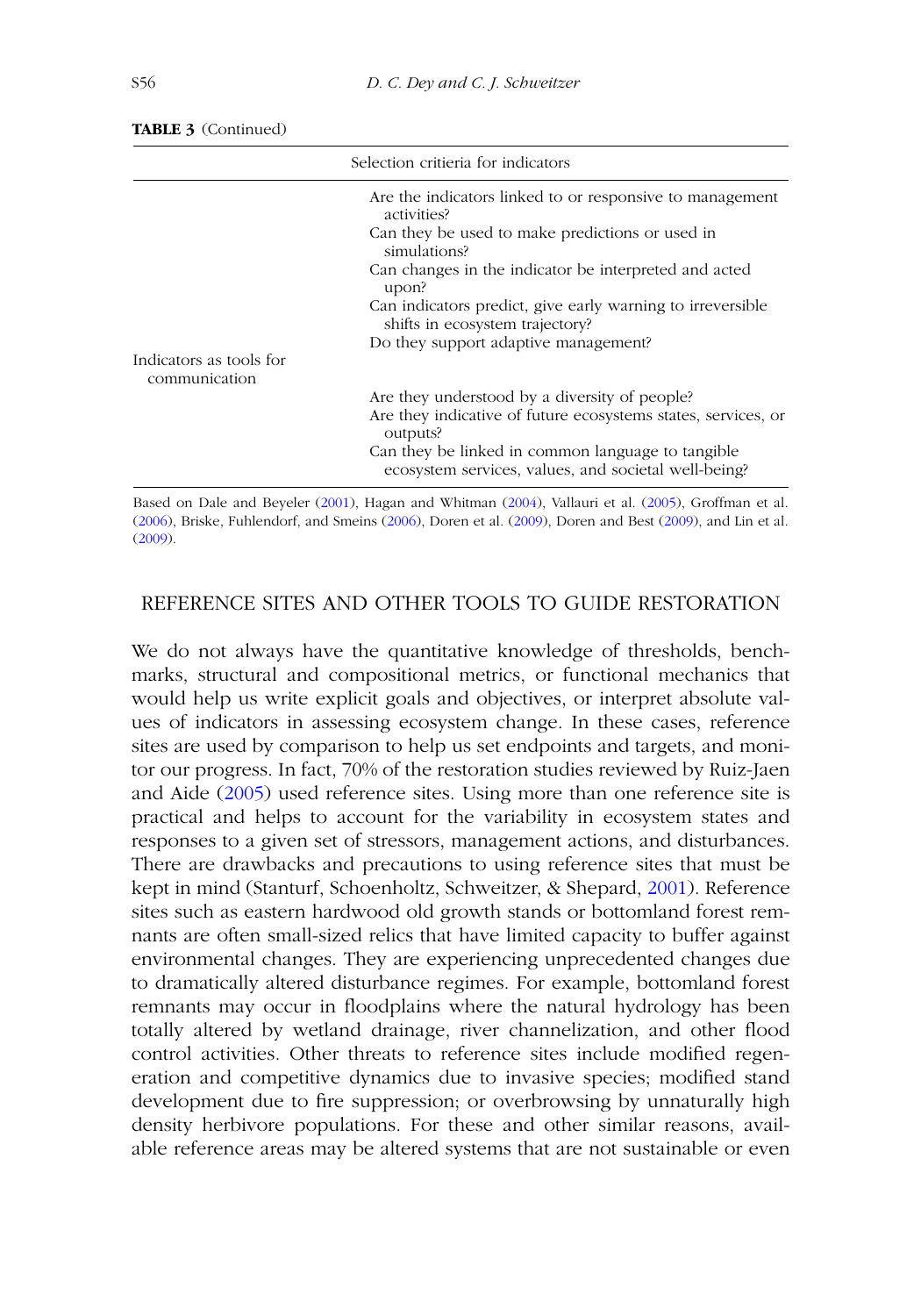**TABLE 3** (Continued)

| | Selection critieria for indicators |
|---|---|
| | Are the indicators linked to or responsive to management activities? |
| | Can they be used to make predictions or used in simulations? |
| | Can changes in the indicator be interpreted and acted upon? |
| | Can indicators predict, give early warning to irreversible shifts in ecosystem trajectory? |
| | Do they support adaptive management? |
| Indicators as tools for communication | |
| | Are they understood by a diversity of people? |
| | Are they indicative of future ecosystems states, services, or outputs? |
| | Can they be linked in common language to tangible ecosystem services, values, and societal well-being? |

Based on Dale and Beyeler (2001), Hagan and Whitman (2004), Vallauri et al. (2005), Groffman et al. (2006), Briske, Fuhlendorf, and Smeins (2006), Doren et al. (2009), Doren and Best (2009), and Lin et al. (2009).

## REFERENCE SITES AND OTHER TOOLS TO GUIDE RESTORATION

We do not always have the quantitative knowledge of thresholds, benchmarks, structural and compositional metrics, or functional mechanics that would help us write explicit goals and objectives, or interpret absolute values of indicators in assessing ecosystem change. In these cases, reference sites are used by comparison to help us set endpoints and targets, and monitor our progress. In fact, 70% of the restoration studies reviewed by Ruiz-Jaen and Aide (2005) used reference sites. Using more than one reference site is practical and helps to account for the variability in ecosystem states and responses to a given set of stressors, management actions, and disturbances. There are drawbacks and precautions to using reference sites that must be kept in mind (Stanturf, Schoenholtz, Schweitzer, & Shepard, 2001). Reference sites such as eastern hardwood old growth stands or bottomland forest remnants are often small-sized relics that have limited capacity to buffer against environmental changes. They are experiencing unprecedented changes due to dramatically altered disturbance regimes. For example, bottomland forest remnants may occur in floodplains where the natural hydrology has been totally altered by wetland drainage, river channelization, and other flood control activities. Other threats to reference sites include modified regeneration and competitive dynamics due to invasive species; modified stand development due to fire suppression; or overbrowsing by unnaturally high density herbivore populations. For these and other similar reasons, available reference areas may be altered systems that are not sustainable or even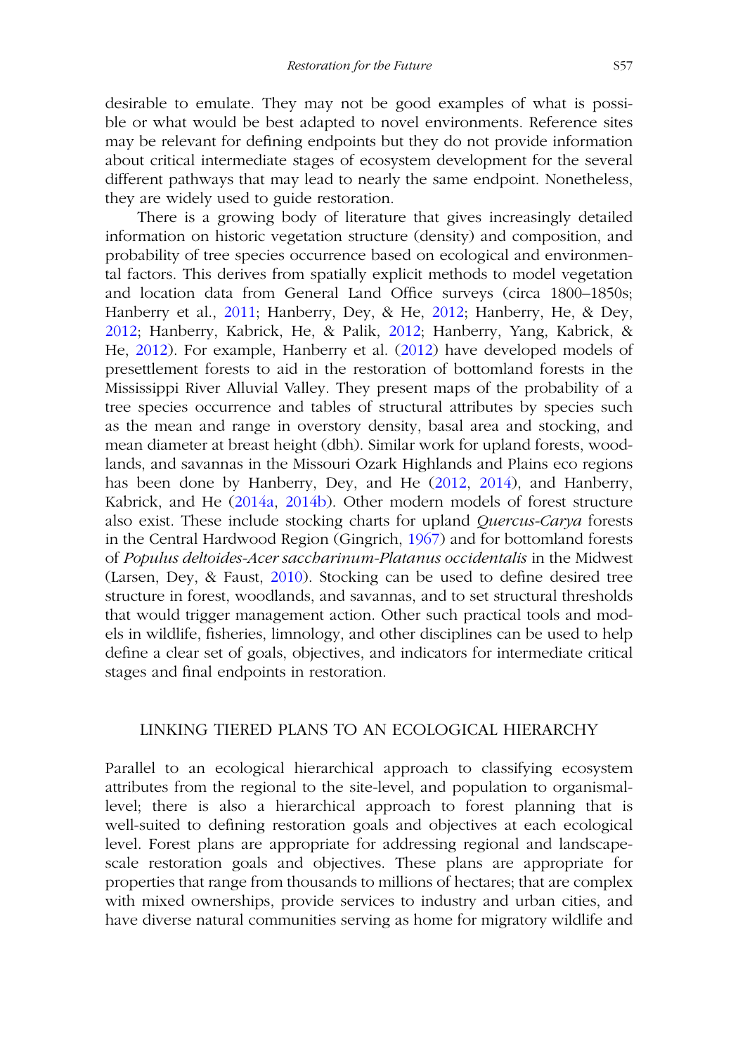desirable to emulate. They may not be good examples of what is possible or what would be best adapted to novel environments. Reference sites may be relevant for defining endpoints but they do not provide information about critical intermediate stages of ecosystem development for the several different pathways that may lead to nearly the same endpoint. Nonetheless, they are widely used to guide restoration.

There is a growing body of literature that gives increasingly detailed information on historic vegetation structure (density) and composition, and probability of tree species occurrence based on ecological and environmental factors. This derives from spatially explicit methods to model vegetation and location data from General Land Office surveys (circa 1800–1850s; Hanberry et al., 2011; Hanberry, Dey, & He, 2012; Hanberry, He, & Dey, 2012; Hanberry, Kabrick, He, & Palik, 2012; Hanberry, Yang, Kabrick, & He, 2012). For example, Hanberry et al. (2012) have developed models of presettlement forests to aid in the restoration of bottomland forests in the Mississippi River Alluvial Valley. They present maps of the probability of a tree species occurrence and tables of structural attributes by species such as the mean and range in overstory density, basal area and stocking, and mean diameter at breast height (dbh). Similar work for upland forests, woodlands, and savannas in the Missouri Ozark Highlands and Plains eco regions has been done by Hanberry, Dey, and He (2012, 2014), and Hanberry, Kabrick, and He (2014a, 2014b). Other modern models of forest structure also exist. These include stocking charts for upland *Quercus-Carya* forests in the Central Hardwood Region (Gingrich, 1967) and for bottomland forests of *Populus deltoides-Acer saccharinum-Platanus occidentalis* in the Midwest (Larsen, Dey, & Faust, 2010). Stocking can be used to define desired tree structure in forest, woodlands, and savannas, and to set structural thresholds that would trigger management action. Other such practical tools and models in wildlife, fisheries, limnology, and other disciplines can be used to help define a clear set of goals, objectives, and indicators for intermediate critical stages and final endpoints in restoration.

## LINKING TIERED PLANS TO AN ECOLOGICAL HIERARCHY

Parallel to an ecological hierarchical approach to classifying ecosystem attributes from the regional to the site-level, and population to organismal-level; there is also a hierarchical approach to forest planning that is well-suited to defining restoration goals and objectives at each ecological level. Forest plans are appropriate for addressing regional and landscape-scale restoration goals and objectives. These plans are appropriate for properties that range from thousands to millions of hectares; that are complex with mixed ownerships, provide services to industry and urban cities, and have diverse natural communities serving as home for migratory wildlife and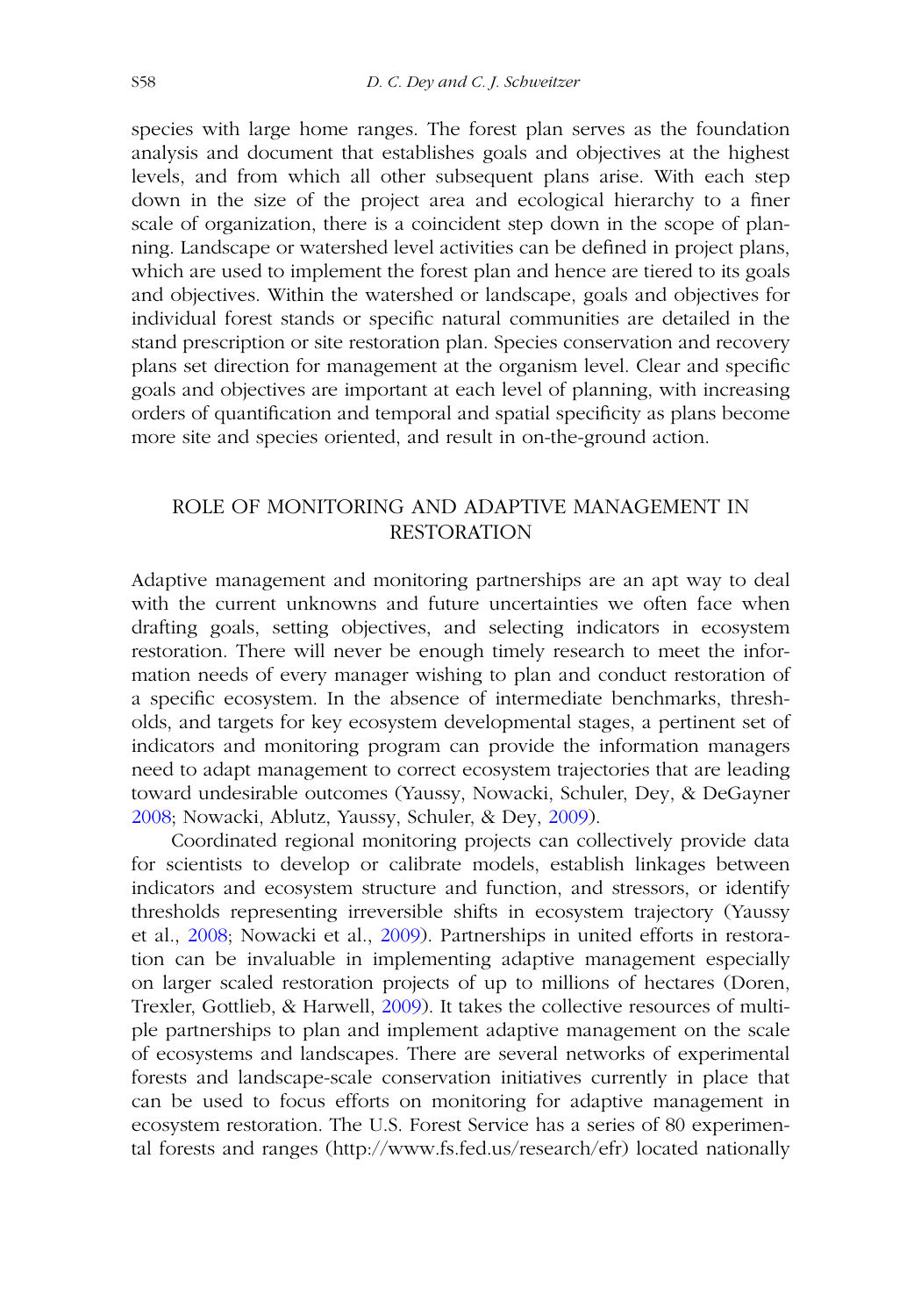species with large home ranges. The forest plan serves as the foundation analysis and document that establishes goals and objectives at the highest levels, and from which all other subsequent plans arise. With each step down in the size of the project area and ecological hierarchy to a finer scale of organization, there is a coincident step down in the scope of planning. Landscape or watershed level activities can be defined in project plans, which are used to implement the forest plan and hence are tiered to its goals and objectives. Within the watershed or landscape, goals and objectives for individual forest stands or specific natural communities are detailed in the stand prescription or site restoration plan. Species conservation and recovery plans set direction for management at the organism level. Clear and specific goals and objectives are important at each level of planning, with increasing orders of quantification and temporal and spatial specificity as plans become more site and species oriented, and result in on-the-ground action.

## ROLE OF MONITORING AND ADAPTIVE MANAGEMENT IN RESTORATION

Adaptive management and monitoring partnerships are an apt way to deal with the current unknowns and future uncertainties we often face when drafting goals, setting objectives, and selecting indicators in ecosystem restoration. There will never be enough timely research to meet the information needs of every manager wishing to plan and conduct restoration of a specific ecosystem. In the absence of intermediate benchmarks, thresholds, and targets for key ecosystem developmental stages, a pertinent set of indicators and monitoring program can provide the information managers need to adapt management to correct ecosystem trajectories that are leading toward undesirable outcomes (Yaussy, Nowacki, Schuler, Dey, & DeGayner 2008; Nowacki, Ablutz, Yaussy, Schuler, & Dey, 2009).

Coordinated regional monitoring projects can collectively provide data for scientists to develop or calibrate models, establish linkages between indicators and ecosystem structure and function, and stressors, or identify thresholds representing irreversible shifts in ecosystem trajectory (Yaussy et al., 2008; Nowacki et al., 2009). Partnerships in united efforts in restoration can be invaluable in implementing adaptive management especially on larger scaled restoration projects of up to millions of hectares (Doren, Trexler, Gottlieb, & Harwell, 2009). It takes the collective resources of multiple partnerships to plan and implement adaptive management on the scale of ecosystems and landscapes. There are several networks of experimental forests and landscape-scale conservation initiatives currently in place that can be used to focus efforts on monitoring for adaptive management in ecosystem restoration. The U.S. Forest Service has a series of 80 experimental forests and ranges (http://www.fs.fed.us/research/efr) located nationally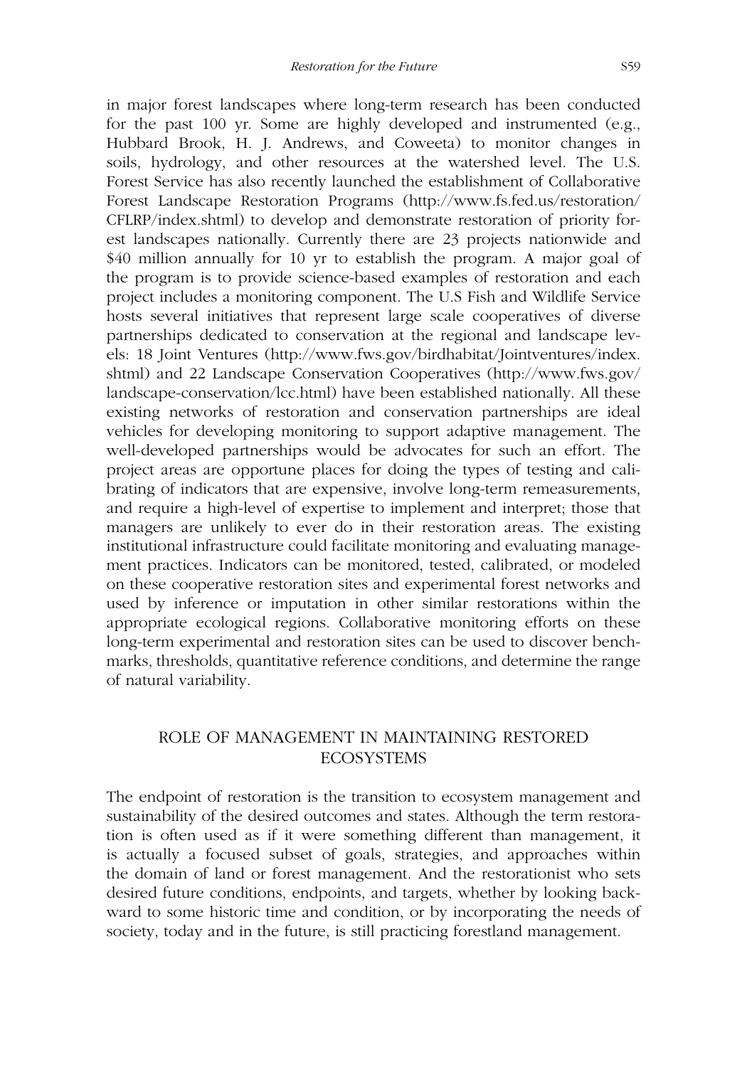in major forest landscapes where long-term research has been conducted for the past 100 yr. Some are highly developed and instrumented (e.g., Hubbard Brook, H. J. Andrews, and Coweeta) to monitor changes in soils, hydrology, and other resources at the watershed level. The U.S. Forest Service has also recently launched the establishment of Collaborative Forest Landscape Restoration Programs (http://www.fs.fed.us/restoration/CFLRP/index.shtml) to develop and demonstrate restoration of priority forest landscapes nationally. Currently there are 23 projects nationwide and $40 million annually for 10 yr to establish the program. A major goal of the program is to provide science-based examples of restoration and each project includes a monitoring component. The U.S Fish and Wildlife Service hosts several initiatives that represent large scale cooperatives of diverse partnerships dedicated to conservation at the regional and landscape levels: 18 Joint Ventures (http://www.fws.gov/birdhabitat/Jointventures/index.shtml) and 22 Landscape Conservation Cooperatives (http://www.fws.gov/landscape-conservation/lcc.html) have been established nationally. All these existing networks of restoration and conservation partnerships are ideal vehicles for developing monitoring to support adaptive management. The well-developed partnerships would be advocates for such an effort. The project areas are opportune places for doing the types of testing and calibrating of indicators that are expensive, involve long-term remeasurements, and require a high-level of expertise to implement and interpret; those that managers are unlikely to ever do in their restoration areas. The existing institutional infrastructure could facilitate monitoring and evaluating management practices. Indicators can be monitored, tested, calibrated, or modeled on these cooperative restoration sites and experimental forest networks and used by inference or imputation in other similar restorations within the appropriate ecological regions. Collaborative monitoring efforts on these long-term experimental and restoration sites can be used to discover benchmarks, thresholds, quantitative reference conditions, and determine the range of natural variability.

## ROLE OF MANAGEMENT IN MAINTAINING RESTORED ECOSYSTEMS

The endpoint of restoration is the transition to ecosystem management and sustainability of the desired outcomes and states. Although the term restoration is often used as if it were something different than management, it is actually a focused subset of goals, strategies, and approaches within the domain of land or forest management. And the restorationist who sets desired future conditions, endpoints, and targets, whether by looking backward to some historic time and condition, or by incorporating the needs of society, today and in the future, is still practicing forestland management.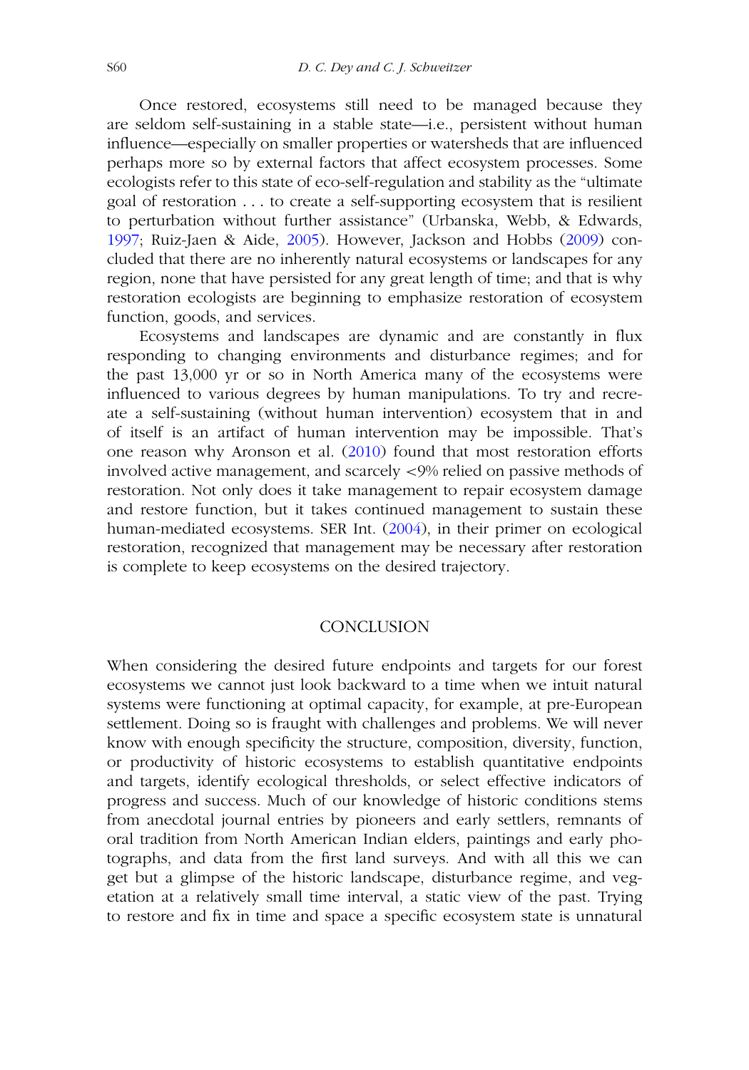Once restored, ecosystems still need to be managed because they are seldom self-sustaining in a stable state—i.e., persistent without human influence—especially on smaller properties or watersheds that are influenced perhaps more so by external factors that affect ecosystem processes. Some ecologists refer to this state of eco-self-regulation and stability as the "ultimate goal of restoration . . . to create a self-supporting ecosystem that is resilient to perturbation without further assistance" (Urbanska, Webb, & Edwards, 1997; Ruiz-Jaen & Aide, 2005). However, Jackson and Hobbs (2009) concluded that there are no inherently natural ecosystems or landscapes for any region, none that have persisted for any great length of time; and that is why restoration ecologists are beginning to emphasize restoration of ecosystem function, goods, and services.

Ecosystems and landscapes are dynamic and are constantly in flux responding to changing environments and disturbance regimes; and for the past 13,000 yr or so in North America many of the ecosystems were influenced to various degrees by human manipulations. To try and recreate a self-sustaining (without human intervention) ecosystem that in and of itself is an artifact of human intervention may be impossible. That's one reason why Aronson et al. (2010) found that most restoration efforts involved active management, and scarcely <9% relied on passive methods of restoration. Not only does it take management to repair ecosystem damage and restore function, but it takes continued management to sustain these human-mediated ecosystems. SER Int. (2004), in their primer on ecological restoration, recognized that management may be necessary after restoration is complete to keep ecosystems on the desired trajectory.

## CONCLUSION

When considering the desired future endpoints and targets for our forest ecosystems we cannot just look backward to a time when we intuit natural systems were functioning at optimal capacity, for example, at pre-European settlement. Doing so is fraught with challenges and problems. We will never know with enough specificity the structure, composition, diversity, function, or productivity of historic ecosystems to establish quantitative endpoints and targets, identify ecological thresholds, or select effective indicators of progress and success. Much of our knowledge of historic conditions stems from anecdotal journal entries by pioneers and early settlers, remnants of oral tradition from North American Indian elders, paintings and early photographs, and data from the first land surveys. And with all this we can get but a glimpse of the historic landscape, disturbance regime, and vegetation at a relatively small time interval, a static view of the past. Trying to restore and fix in time and space a specific ecosystem state is unnatural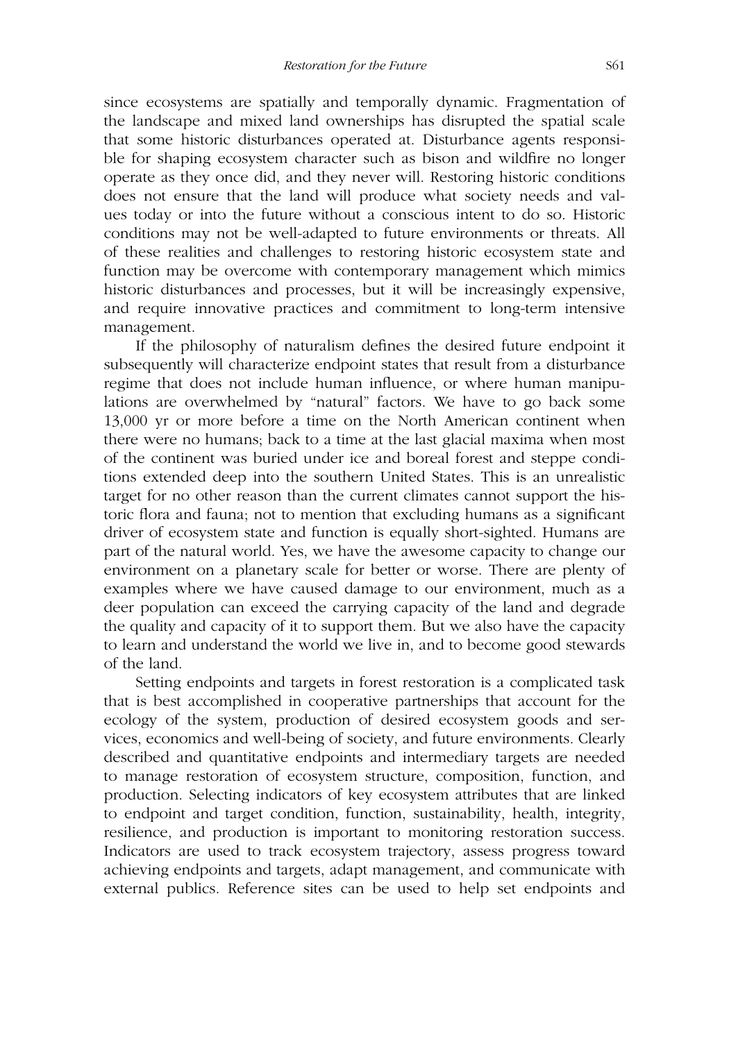since ecosystems are spatially and temporally dynamic. Fragmentation of the landscape and mixed land ownerships has disrupted the spatial scale that some historic disturbances operated at. Disturbance agents responsible for shaping ecosystem character such as bison and wildfire no longer operate as they once did, and they never will. Restoring historic conditions does not ensure that the land will produce what society needs and values today or into the future without a conscious intent to do so. Historic conditions may not be well-adapted to future environments or threats. All of these realities and challenges to restoring historic ecosystem state and function may be overcome with contemporary management which mimics historic disturbances and processes, but it will be increasingly expensive, and require innovative practices and commitment to long-term intensive management.

If the philosophy of naturalism defines the desired future endpoint it subsequently will characterize endpoint states that result from a disturbance regime that does not include human influence, or where human manipulations are overwhelmed by "natural" factors. We have to go back some 13,000 yr or more before a time on the North American continent when there were no humans; back to a time at the last glacial maxima when most of the continent was buried under ice and boreal forest and steppe conditions extended deep into the southern United States. This is an unrealistic target for no other reason than the current climates cannot support the historic flora and fauna; not to mention that excluding humans as a significant driver of ecosystem state and function is equally short-sighted. Humans are part of the natural world. Yes, we have the awesome capacity to change our environment on a planetary scale for better or worse. There are plenty of examples where we have caused damage to our environment, much as a deer population can exceed the carrying capacity of the land and degrade the quality and capacity of it to support them. But we also have the capacity to learn and understand the world we live in, and to become good stewards of the land.

Setting endpoints and targets in forest restoration is a complicated task that is best accomplished in cooperative partnerships that account for the ecology of the system, production of desired ecosystem goods and services, economics and well-being of society, and future environments. Clearly described and quantitative endpoints and intermediary targets are needed to manage restoration of ecosystem structure, composition, function, and production. Selecting indicators of key ecosystem attributes that are linked to endpoint and target condition, function, sustainability, health, integrity, resilience, and production is important to monitoring restoration success. Indicators are used to track ecosystem trajectory, assess progress toward achieving endpoints and targets, adapt management, and communicate with external publics. Reference sites can be used to help set endpoints and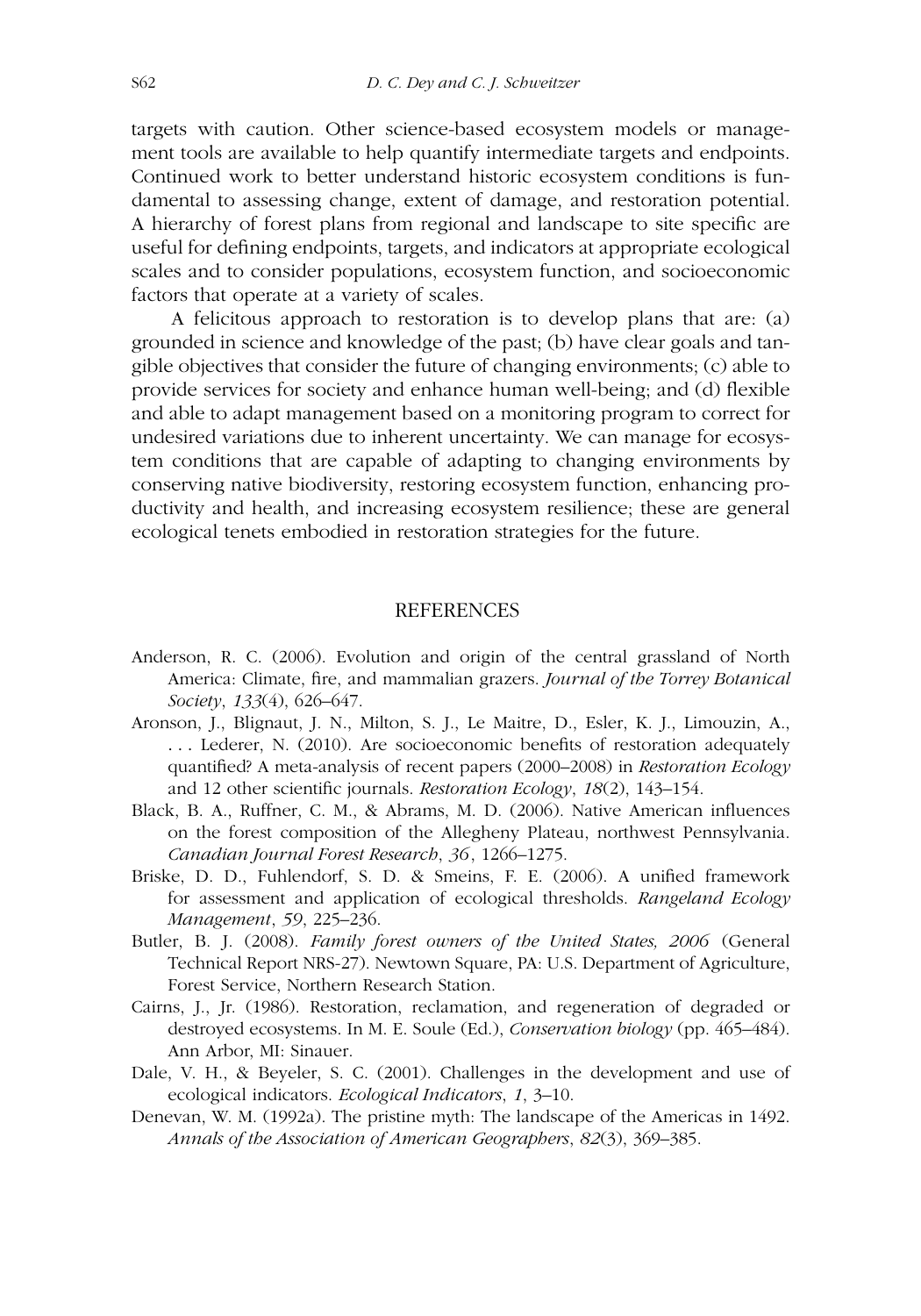targets with caution. Other science-based ecosystem models or management tools are available to help quantify intermediate targets and endpoints. Continued work to better understand historic ecosystem conditions is fundamental to assessing change, extent of damage, and restoration potential. A hierarchy of forest plans from regional and landscape to site specific are useful for defining endpoints, targets, and indicators at appropriate ecological scales and to consider populations, ecosystem function, and socioeconomic factors that operate at a variety of scales.

A felicitous approach to restoration is to develop plans that are: (a) grounded in science and knowledge of the past; (b) have clear goals and tangible objectives that consider the future of changing environments; (c) able to provide services for society and enhance human well-being; and (d) flexible and able to adapt management based on a monitoring program to correct for undesired variations due to inherent uncertainty. We can manage for ecosystem conditions that are capable of adapting to changing environments by conserving native biodiversity, restoring ecosystem function, enhancing productivity and health, and increasing ecosystem resilience; these are general ecological tenets embodied in restoration strategies for the future.

## REFERENCES

Anderson, R. C. (2006). Evolution and origin of the central grassland of North America: Climate, fire, and mammalian grazers. *Journal of the Torrey Botanical Society*, *133*(4), 626–647.

Aronson, J., Blignaut, J. N., Milton, S. J., Le Maitre, D., Esler, K. J., Limouzin, A., . . . Lederer, N. (2010). Are socioeconomic benefits of restoration adequately quantified? A meta-analysis of recent papers (2000–2008) in *Restoration Ecology* and 12 other scientific journals. *Restoration Ecology*, *18*(2), 143–154.

Black, B. A., Ruffner, C. M., & Abrams, M. D. (2006). Native American influences on the forest composition of the Allegheny Plateau, northwest Pennsylvania. *Canadian Journal Forest Research*, *36*, 1266–1275.

Briske, D. D., Fuhlendorf, S. D. & Smeins, F. E. (2006). A unified framework for assessment and application of ecological thresholds. *Rangeland Ecology Management*, *59*, 225–236.

Butler, B. J. (2008). *Family forest owners of the United States, 2006* (General Technical Report NRS-27). Newtown Square, PA: U.S. Department of Agriculture, Forest Service, Northern Research Station.

Cairns, J., Jr. (1986). Restoration, reclamation, and regeneration of degraded or destroyed ecosystems. In M. E. Soule (Ed.), *Conservation biology* (pp. 465–484). Ann Arbor, MI: Sinauer.

Dale, V. H., & Beyeler, S. C. (2001). Challenges in the development and use of ecological indicators. *Ecological Indicators*, *1*, 3–10.

Denevan, W. M. (1992a). The pristine myth: The landscape of the Americas in 1492. *Annals of the Association of American Geographers*, *82*(3), 369–385.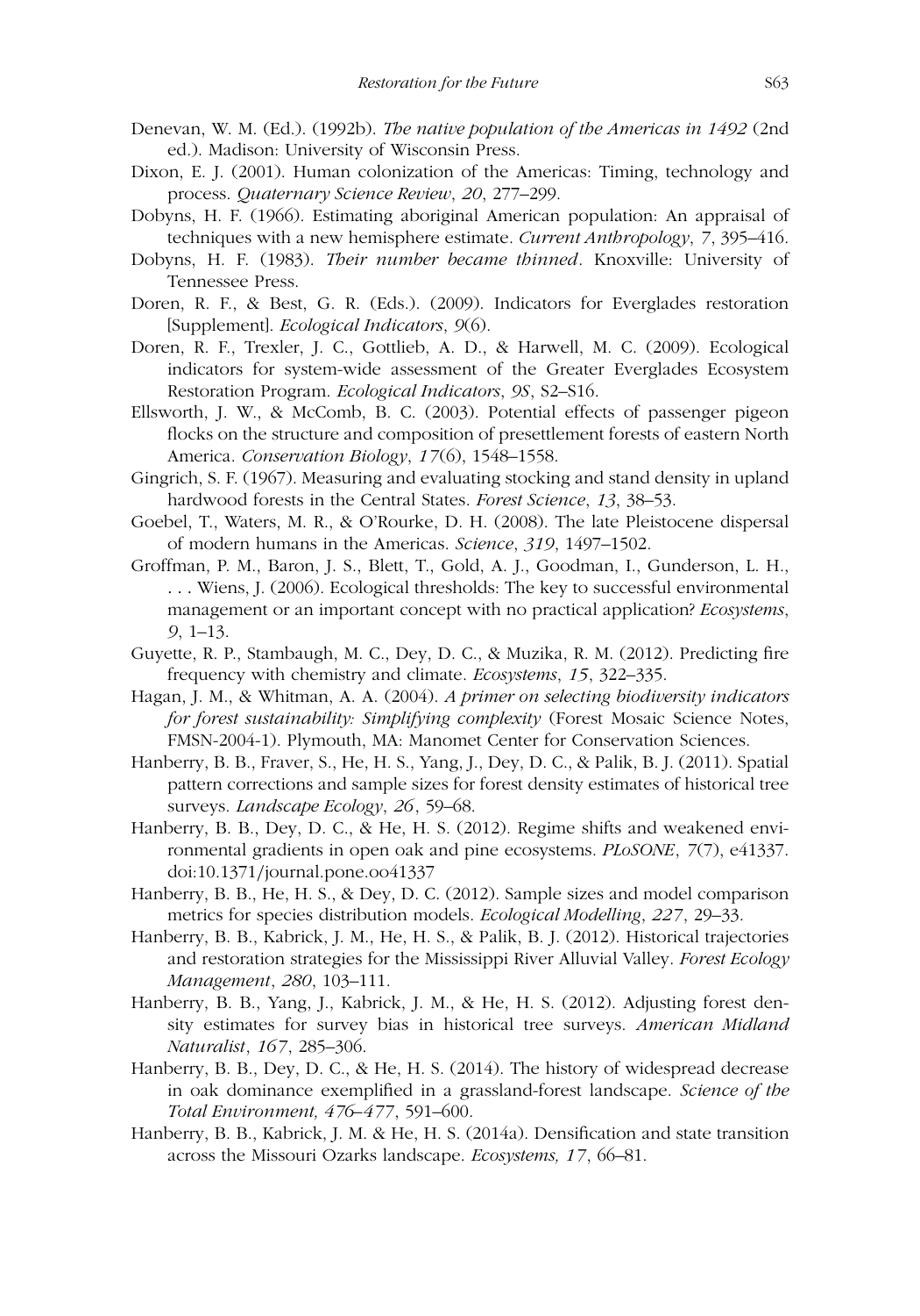Denevan, W. M. (Ed.). (1992b). *The native population of the Americas in 1492* (2nd ed.). Madison: University of Wisconsin Press.

Dixon, E. J. (2001). Human colonization of the Americas: Timing, technology and process. *Quaternary Science Review*, *20*, 277–299.

Dobyns, H. F. (1966). Estimating aboriginal American population: An appraisal of techniques with a new hemisphere estimate. *Current Anthropology*, *7*, 395–416.

Dobyns, H. F. (1983). *Their number became thinned*. Knoxville: University of Tennessee Press.

Doren, R. F., & Best, G. R. (Eds.). (2009). Indicators for Everglades restoration [Supplement]. *Ecological Indicators*, *9*(6).

Doren, R. F., Trexler, J. C., Gottlieb, A. D., & Harwell, M. C. (2009). Ecological indicators for system-wide assessment of the Greater Everglades Ecosystem Restoration Program. *Ecological Indicators*, *9S*, S2–S16.

Ellsworth, J. W., & McComb, B. C. (2003). Potential effects of passenger pigeon flocks on the structure and composition of presettlement forests of eastern North America. *Conservation Biology*, *17*(6), 1548–1558.

Gingrich, S. F. (1967). Measuring and evaluating stocking and stand density in upland hardwood forests in the Central States. *Forest Science*, *13*, 38–53.

Goebel, T., Waters, M. R., & O'Rourke, D. H. (2008). The late Pleistocene dispersal of modern humans in the Americas. *Science*, *319*, 1497–1502.

Groffman, P. M., Baron, J. S., Blett, T., Gold, A. J., Goodman, I., Gunderson, L. H., . . . Wiens, J. (2006). Ecological thresholds: The key to successful environmental management or an important concept with no practical application? *Ecosystems*, *9*, 1–13.

Guyette, R. P., Stambaugh, M. C., Dey, D. C., & Muzika, R. M. (2012). Predicting fire frequency with chemistry and climate. *Ecosystems*, *15*, 322–335.

Hagan, J. M., & Whitman, A. A. (2004). *A primer on selecting biodiversity indicators for forest sustainability: Simplifying complexity* (Forest Mosaic Science Notes, FMSN-2004-1). Plymouth, MA: Manomet Center for Conservation Sciences.

Hanberry, B. B., Fraver, S., He, H. S., Yang, J., Dey, D. C., & Palik, B. J. (2011). Spatial pattern corrections and sample sizes for forest density estimates of historical tree surveys. *Landscape Ecology*, *26*, 59–68.

Hanberry, B. B., Dey, D. C., & He, H. S. (2012). Regime shifts and weakened environmental gradients in open oak and pine ecosystems. *PLoSONE*, *7*(7), e41337. doi:10.1371/journal.pone.oo41337

Hanberry, B. B., He, H. S., & Dey, D. C. (2012). Sample sizes and model comparison metrics for species distribution models. *Ecological Modelling*, *227*, 29–33.

Hanberry, B. B., Kabrick, J. M., He, H. S., & Palik, B. J. (2012). Historical trajectories and restoration strategies for the Mississippi River Alluvial Valley. *Forest Ecology Management*, *280*, 103–111.

Hanberry, B. B., Yang, J., Kabrick, J. M., & He, H. S. (2012). Adjusting forest density estimates for survey bias in historical tree surveys. *American Midland Naturalist*, *167*, 285–306.

Hanberry, B. B., Dey, D. C., & He, H. S. (2014). The history of widespread decrease in oak dominance exemplified in a grassland-forest landscape. *Science of the Total Environment, 476–477*, 591–600.

Hanberry, B. B., Kabrick, J. M. & He, H. S. (2014a). Densification and state transition across the Missouri Ozarks landscape. *Ecosystems, 17*, 66–81.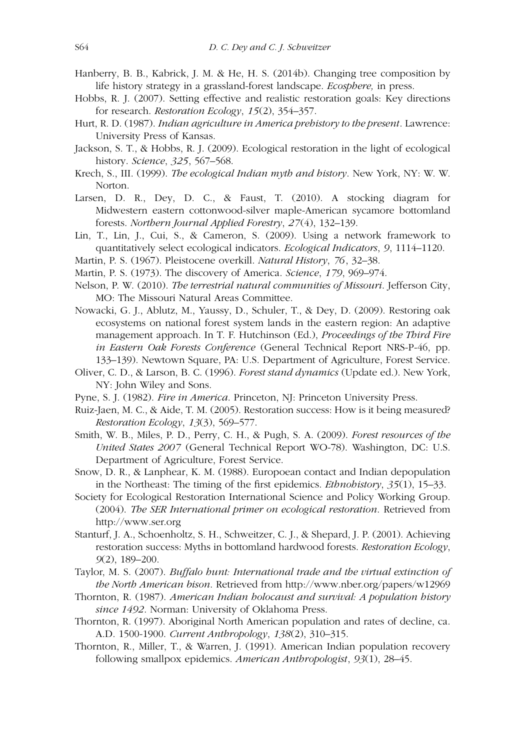Hanberry, B. B., Kabrick, J. M. & He, H. S. (2014b). Changing tree composition by life history strategy in a grassland-forest landscape. *Ecosphere,* in press.

Hobbs, R. J. (2007). Setting effective and realistic restoration goals: Key directions for research. *Restoration Ecology*, *15*(2), 354–357.

Hurt, R. D. (1987). *Indian agriculture in America prehistory to the present*. Lawrence: University Press of Kansas.

Jackson, S. T., & Hobbs, R. J. (2009). Ecological restoration in the light of ecological history. *Science*, *325*, 567–568.

Krech, S., III. (1999). *The ecological Indian myth and history*. New York, NY: W. W. Norton.

Larsen, D. R., Dey, D. C., & Faust, T. (2010). A stocking diagram for Midwestern eastern cottonwood-silver maple-American sycamore bottomland forests. *Northern Journal Applied Forestry*, *27*(4), 132–139.

Lin, T., Lin, J., Cui, S., & Cameron, S. (2009). Using a network framework to quantitatively select ecological indicators. *Ecological Indicators*, *9*, 1114–1120.

Martin, P. S. (1967). Pleistocene overkill. *Natural History*, *76*, 32–38.

Martin, P. S. (1973). The discovery of America. *Science*, *179*, 969–974.

Nelson, P. W. (2010). *The terrestrial natural communities of Missouri*. Jefferson City, MO: The Missouri Natural Areas Committee.

Nowacki, G. J., Ablutz, M., Yaussy, D., Schuler, T., & Dey, D. (2009). Restoring oak ecosystems on national forest system lands in the eastern region: An adaptive management approach. In T. F. Hutchinson (Ed.), *Proceedings of the Third Fire in Eastern Oak Forests Conference* (General Technical Report NRS-P-46, pp. 133–139). Newtown Square, PA: U.S. Department of Agriculture, Forest Service.

Oliver, C. D., & Larson, B. C. (1996). *Forest stand dynamics* (Update ed.). New York, NY: John Wiley and Sons.

Pyne, S. J. (1982). *Fire in America*. Princeton, NJ: Princeton University Press.

Ruiz-Jaen, M. C., & Aide, T. M. (2005). Restoration success: How is it being measured? *Restoration Ecology*, *13*(3), 569–577.

Smith, W. B., Miles, P. D., Perry, C. H., & Pugh, S. A. (2009). *Forest resources of the United States 2007* (General Technical Report WO-78). Washington, DC: U.S. Department of Agriculture, Forest Service.

Snow, D. R., & Lanphear, K. M. (1988). Europoean contact and Indian depopulation in the Northeast: The timing of the first epidemics. *Ethnohistory*, *35*(1), 15–33.

Society for Ecological Restoration International Science and Policy Working Group. (2004). *The SER International primer on ecological restoration*. Retrieved from http://www.ser.org

Stanturf, J. A., Schoenholtz, S. H., Schweitzer, C. J., & Shepard, J. P. (2001). Achieving restoration success: Myths in bottomland hardwood forests. *Restoration Ecology*, *9*(2), 189–200.

Taylor, M. S. (2007). *Buffalo hunt: International trade and the virtual extinction of the North American bison*. Retrieved from http://www.nber.org/papers/w12969

Thornton, R. (1987). *American Indian holocaust and survival: A population history since 1492*. Norman: University of Oklahoma Press.

Thornton, R. (1997). Aboriginal North American population and rates of decline, ca. A.D. 1500-1900. *Current Anthropology*, *138*(2), 310–315.

Thornton, R., Miller, T., & Warren, J. (1991). American Indian population recovery following smallpox epidemics. *American Anthropologist*, *93*(1), 28–45.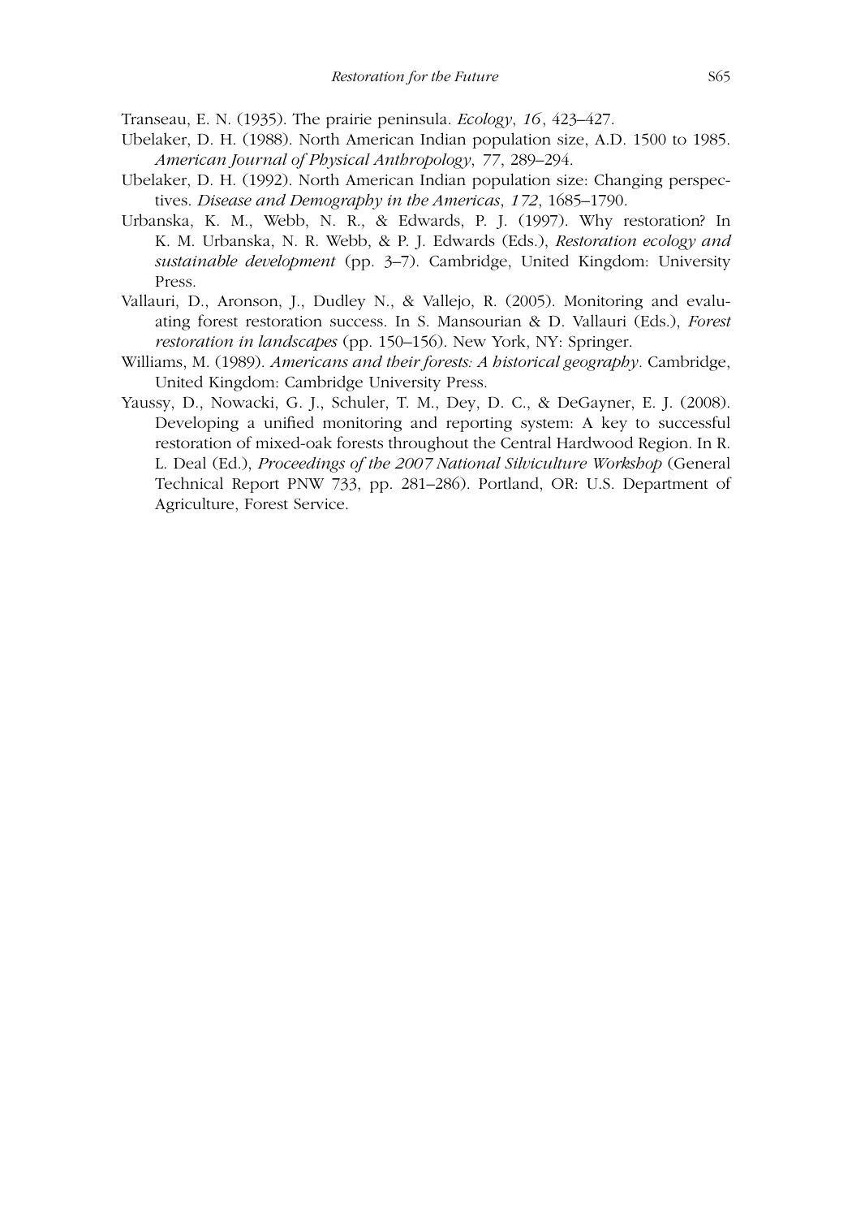Transeau, E. N. (1935). The prairie peninsula. *Ecology*, *16*, 423–427.

Ubelaker, D. H. (1988). North American Indian population size, A.D. 1500 to 1985. *American Journal of Physical Anthropology*, *77*, 289–294.

Ubelaker, D. H. (1992). North American Indian population size: Changing perspectives. *Disease and Demography in the Americas*, *172*, 1685–1790.

Urbanska, K. M., Webb, N. R., & Edwards, P. J. (1997). Why restoration? In K. M. Urbanska, N. R. Webb, & P. J. Edwards (Eds.), *Restoration ecology and sustainable development* (pp. 3–7). Cambridge, United Kingdom: University Press.

Vallauri, D., Aronson, J., Dudley N., & Vallejo, R. (2005). Monitoring and evaluating forest restoration success. In S. Mansourian & D. Vallauri (Eds.), *Forest restoration in landscapes* (pp. 150–156). New York, NY: Springer.

Williams, M. (1989). *Americans and their forests: A historical geography*. Cambridge, United Kingdom: Cambridge University Press.

Yaussy, D., Nowacki, G. J., Schuler, T. M., Dey, D. C., & DeGayner, E. J. (2008). Developing a unified monitoring and reporting system: A key to successful restoration of mixed-oak forests throughout the Central Hardwood Region. In R. L. Deal (Ed.), *Proceedings of the 2007 National Silviculture Workshop* (General Technical Report PNW 733, pp. 281–286). Portland, OR: U.S. Department of Agriculture, Forest Service.